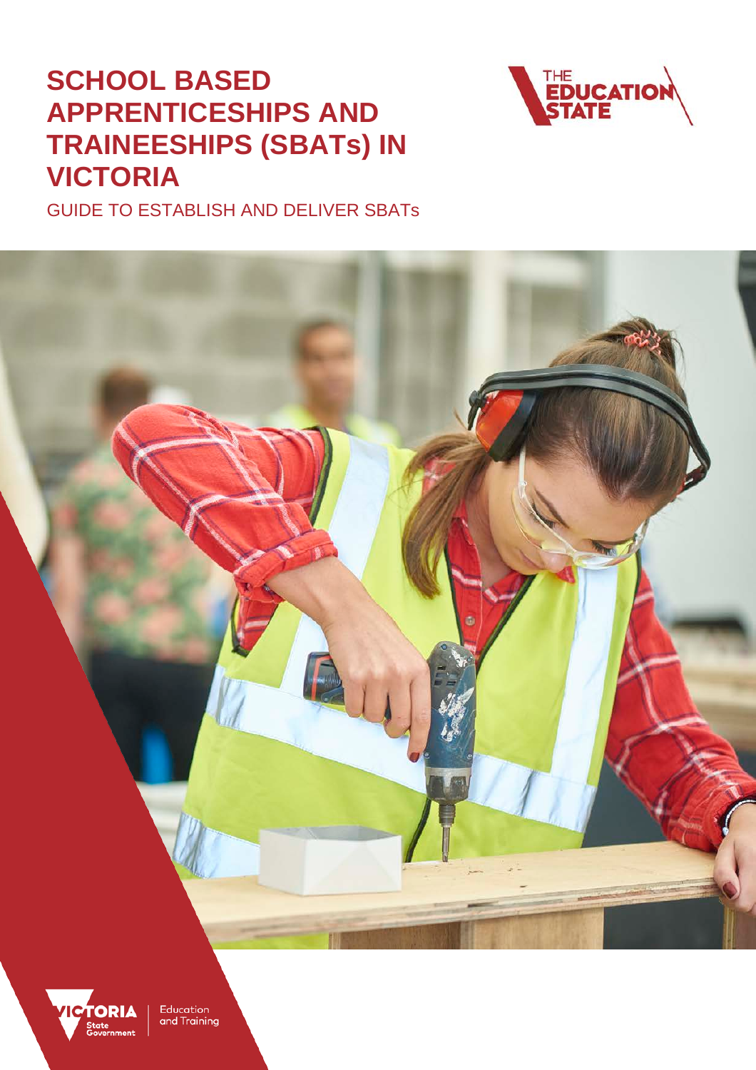# SCHOOL BASED APPRENTICESHIPS AND TRAINEESHIPS (SBATs) IN VICTORIA

GUIDE TO ESTABLISH AND DELIVER SBATs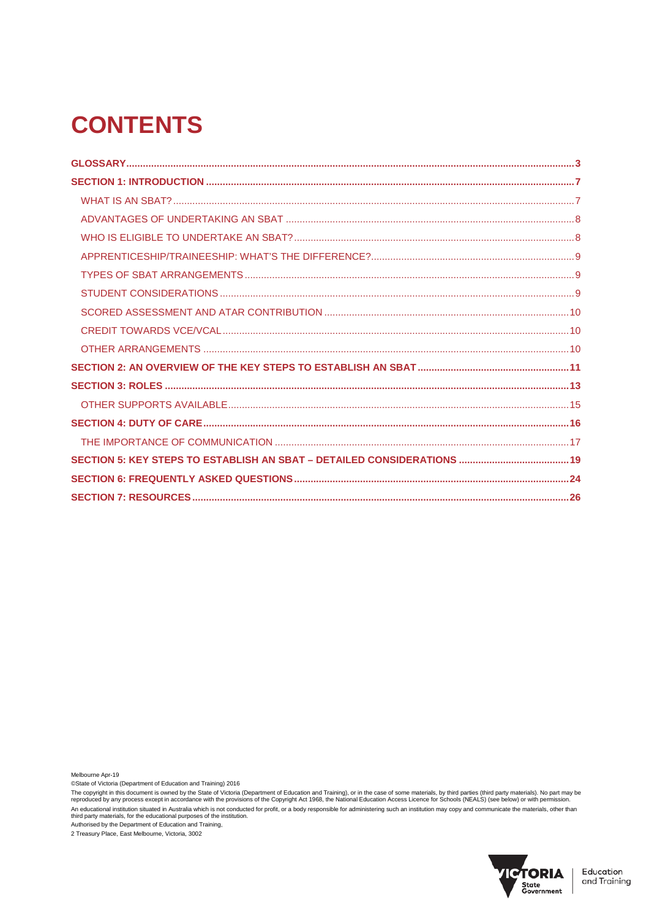# CONTENTS

- **GLOSSARY** ..... 3
- **SECTION 1: INTRODUCTION** ..... 7
  - WHAT IS AN SBAT? ..... 7
  - ADVANTAGES OF UNDERTAKING AN SBAT ..... 8
  - WHO IS ELIGIBLE TO UNDERTAKE AN SBAT? ..... 8
  - APPRENTICESHIP/TRAINEESHIP: WHAT'S THE DIFFERENCE? ..... 9
  - TYPES OF SBAT ARRANGEMENTS ..... 9
  - STUDENT CONSIDERATIONS ..... 9
  - SCORED ASSESSMENT AND ATAR CONTRIBUTION ..... 10
  - CREDIT TOWARDS VCE/VCAL ..... 10
  - OTHER ARRANGEMENTS ..... 10
- **SECTION 2: AN OVERVIEW OF THE KEY STEPS TO ESTABLISH AN SBAT** ..... 11
- **SECTION 3: ROLES** ..... 13
  - OTHER SUPPORTS AVAILABLE ..... 15
- **SECTION 4: DUTY OF CARE** ..... 16
  - THE IMPORTANCE OF COMMUNICATION ..... 17
- **SECTION 5: KEY STEPS TO ESTABLISH AN SBAT – DETAILED CONSIDERATIONS** ..... 19
- **SECTION 6: FREQUENTLY ASKED QUESTIONS** ..... 24
- **SECTION 7: RESOURCES** ..... 26

Melbourne Apr-19

©State of Victoria (Department of Education and Training) 2016

The copyright in this document is owned by the State of Victoria (Department of Education and Training), or in the case of some materials, by third parties (third party materials). No part may be reproduced by any process except in accordance with the provisions of the Copyright Act 1968, the National Education Access Licence for Schools (NEALS) (see below) or with permission.

An educational institution situated in Australia which is not conducted for profit, or a body responsible for administering such an institution may copy and communicate the materials, other than third party materials, for the educational purposes of the institution.

Authorised by the Department of Education and Training,

2 Treasury Place, East Melbourne, Victoria, 3002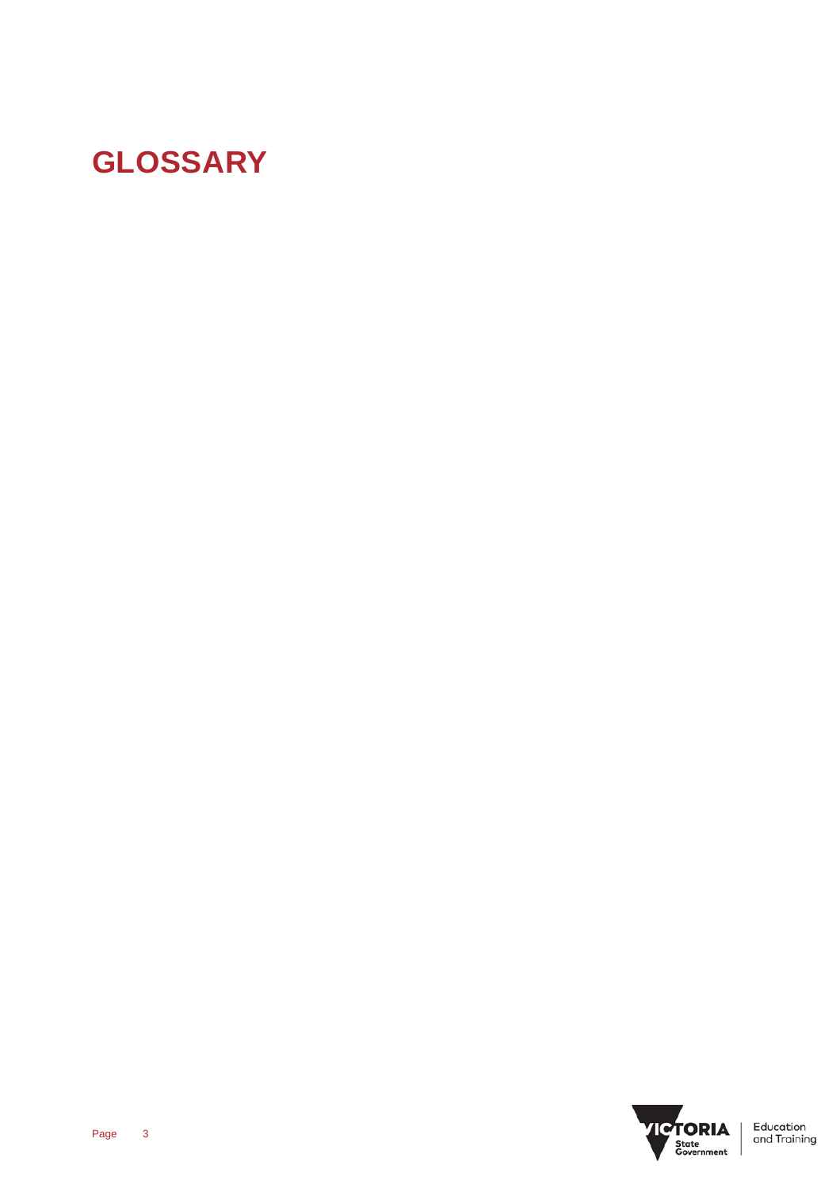# GLOSSARY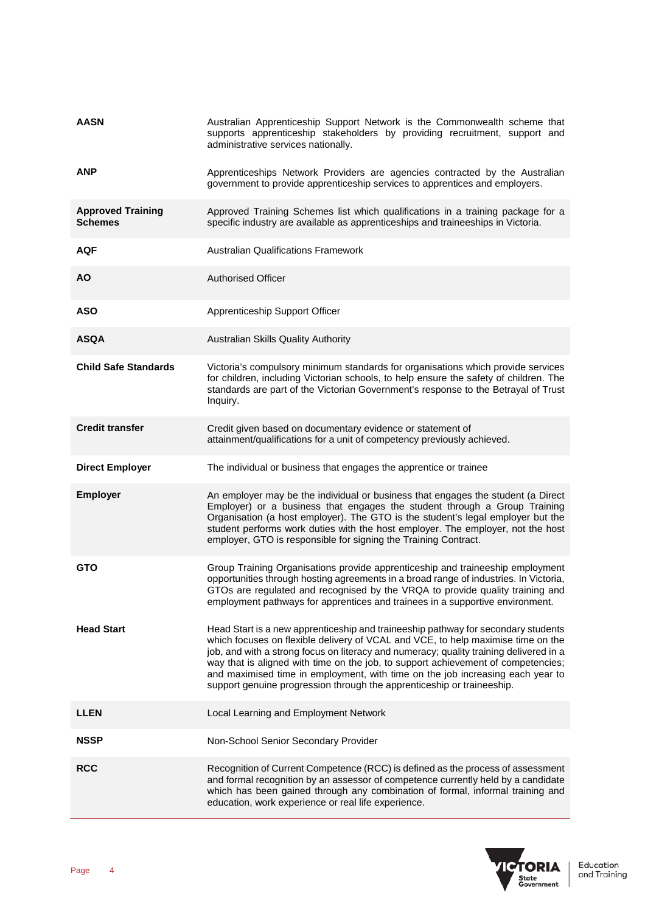| | |
|---|---|
| **AASN** | Australian Apprenticeship Support Network is the Commonwealth scheme that supports apprenticeship stakeholders by providing recruitment, support and administrative services nationally. |
| **ANP** | Apprenticeships Network Providers are agencies contracted by the Australian government to provide apprenticeship services to apprentices and employers. |
| **Approved Training Schemes** | Approved Training Schemes list which qualifications in a training package for a specific industry are available as apprenticeships and traineeships in Victoria. |
| **AQF** | Australian Qualifications Framework |
| **AO** | Authorised Officer |
| **ASO** | Apprenticeship Support Officer |
| **ASQA** | Australian Skills Quality Authority |
| **Child Safe Standards** | Victoria's compulsory minimum standards for organisations which provide services for children, including Victorian schools, to help ensure the safety of children. The standards are part of the Victorian Government's response to the Betrayal of Trust Inquiry. |
| **Credit transfer** | Credit given based on documentary evidence or statement of attainment/qualifications for a unit of competency previously achieved. |
| **Direct Employer** | The individual or business that engages the apprentice or trainee |
| **Employer** | An employer may be the individual or business that engages the student (a Direct Employer) or a business that engages the student through a Group Training Organisation (a host employer). The GTO is the student's legal employer but the student performs work duties with the host employer. The employer, not the host employer, GTO is responsible for signing the Training Contract. |
| **GTO** | Group Training Organisations provide apprenticeship and traineeship employment opportunities through hosting agreements in a broad range of industries. In Victoria, GTOs are regulated and recognised by the VRQA to provide quality training and employment pathways for apprentices and trainees in a supportive environment. |
| **Head Start** | Head Start is a new apprenticeship and traineeship pathway for secondary students which focuses on flexible delivery of VCAL and VCE, to help maximise time on the job, and with a strong focus on literacy and numeracy; quality training delivered in a way that is aligned with time on the job, to support achievement of competencies; and maximised time in employment, with time on the job increasing each year to support genuine progression through the apprenticeship or traineeship. |
| **LLEN** | Local Learning and Employment Network |
| **NSSP** | Non-School Senior Secondary Provider |
| **RCC** | Recognition of Current Competence (RCC) is defined as the process of assessment and formal recognition by an assessor of competence currently held by a candidate which has been gained through any combination of formal, informal training and education, work experience or real life experience. |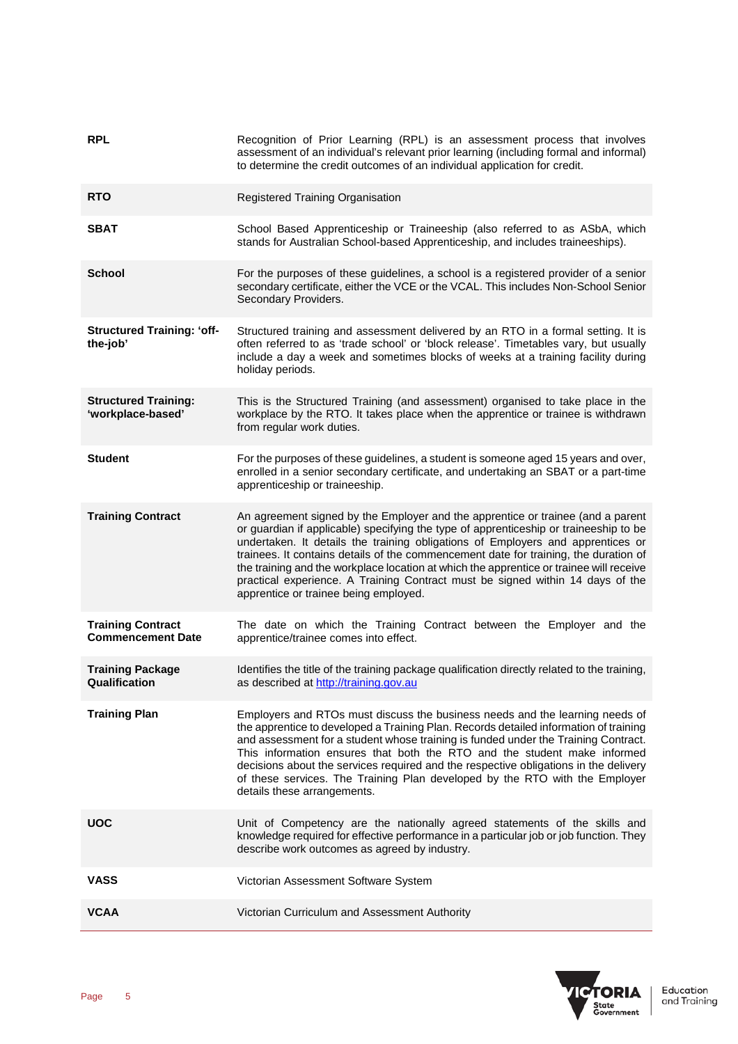| | |
|---|---|
| **RPL** | Recognition of Prior Learning (RPL) is an assessment process that involves assessment of an individual's relevant prior learning (including formal and informal) to determine the credit outcomes of an individual application for credit. |
| **RTO** | Registered Training Organisation |
| **SBAT** | School Based Apprenticeship or Traineeship (also referred to as ASbA, which stands for Australian School-based Apprenticeship, and includes traineeships). |
| **School** | For the purposes of these guidelines, a school is a registered provider of a senior secondary certificate, either the VCE or the VCAL. This includes Non-School Senior Secondary Providers. |
| **Structured Training: 'off-the-job'** | Structured training and assessment delivered by an RTO in a formal setting. It is often referred to as 'trade school' or 'block release'. Timetables vary, but usually include a day a week and sometimes blocks of weeks at a training facility during holiday periods. |
| **Structured Training: 'workplace-based'** | This is the Structured Training (and assessment) organised to take place in the workplace by the RTO. It takes place when the apprentice or trainee is withdrawn from regular work duties. |
| **Student** | For the purposes of these guidelines, a student is someone aged 15 years and over, enrolled in a senior secondary certificate, and undertaking an SBAT or a part-time apprenticeship or traineeship. |
| **Training Contract** | An agreement signed by the Employer and the apprentice or trainee (and a parent or guardian if applicable) specifying the type of apprenticeship or traineeship to be undertaken. It details the training obligations of Employers and apprentices or trainees. It contains details of the commencement date for training, the duration of the training and the workplace location at which the apprentice or trainee will receive practical experience. A Training Contract must be signed within 14 days of the apprentice or trainee being employed. |
| **Training Contract Commencement Date** | The date on which the Training Contract between the Employer and the apprentice/trainee comes into effect. |
| **Training Package Qualification** | Identifies the title of the training package qualification directly related to the training, as described at [http://training.gov.au](http://training.gov.au) |
| **Training Plan** | Employers and RTOs must discuss the business needs and the learning needs of the apprentice to developed a Training Plan. Records detailed information of training and assessment for a student whose training is funded under the Training Contract. This information ensures that both the RTO and the student make informed decisions about the services required and the respective obligations in the delivery of these services. The Training Plan developed by the RTO with the Employer details these arrangements. |
| **UOC** | Unit of Competency are the nationally agreed statements of the skills and knowledge required for effective performance in a particular job or job function. They describe work outcomes as agreed by industry. |
| **VASS** | Victorian Assessment Software System |
| **VCAA** | Victorian Curriculum and Assessment Authority |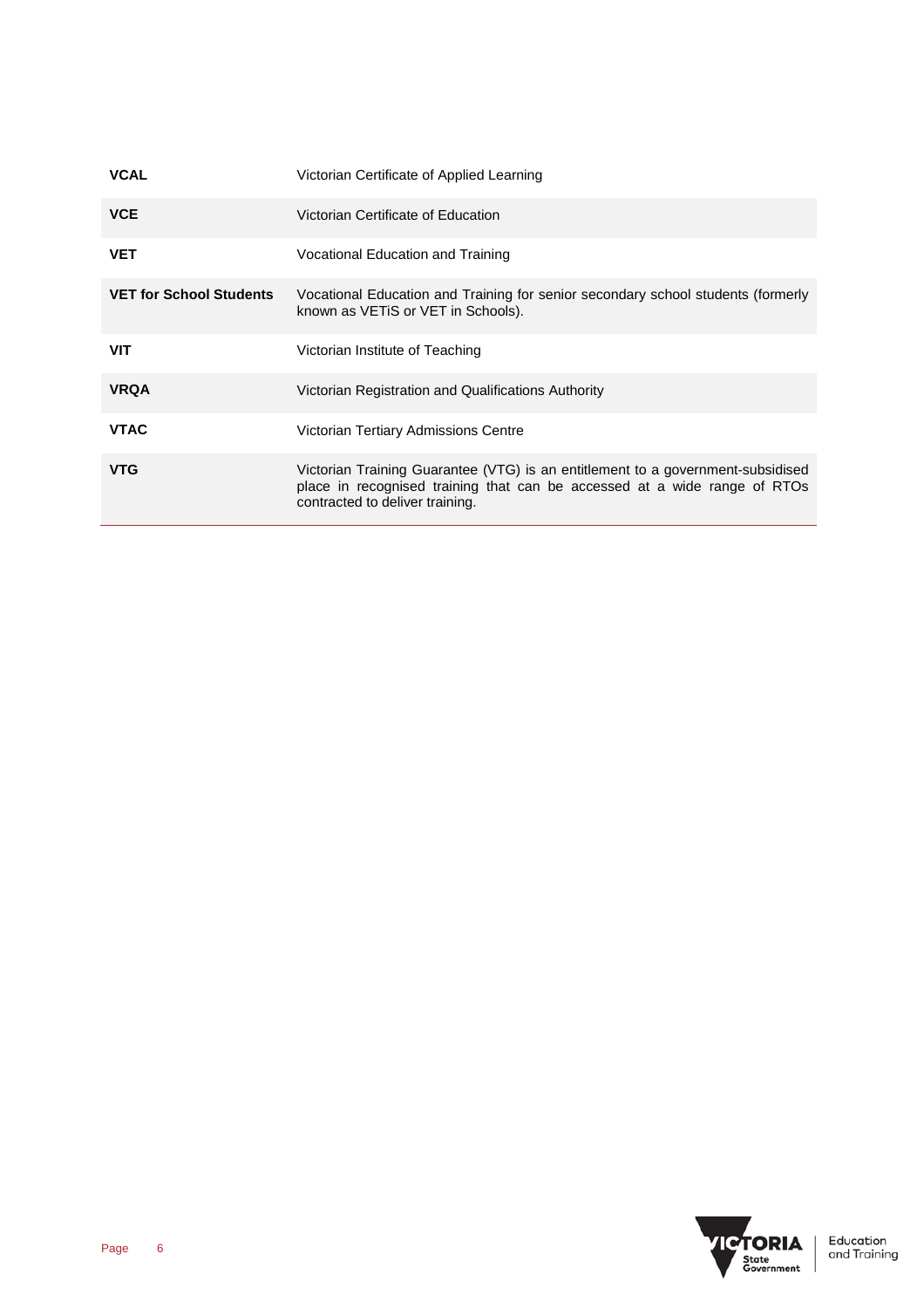| | |
|---|---|
| **VCAL** | Victorian Certificate of Applied Learning |
| **VCE** | Victorian Certificate of Education |
| **VET** | Vocational Education and Training |
| **VET for School Students** | Vocational Education and Training for senior secondary school students (formerly known as VETiS or VET in Schools). |
| **VIT** | Victorian Institute of Teaching |
| **VRQA** | Victorian Registration and Qualifications Authority |
| **VTAC** | Victorian Tertiary Admissions Centre |
| **VTG** | Victorian Training Guarantee (VTG) is an entitlement to a government-subsidised place in recognised training that can be accessed at a wide range of RTOs contracted to deliver training. |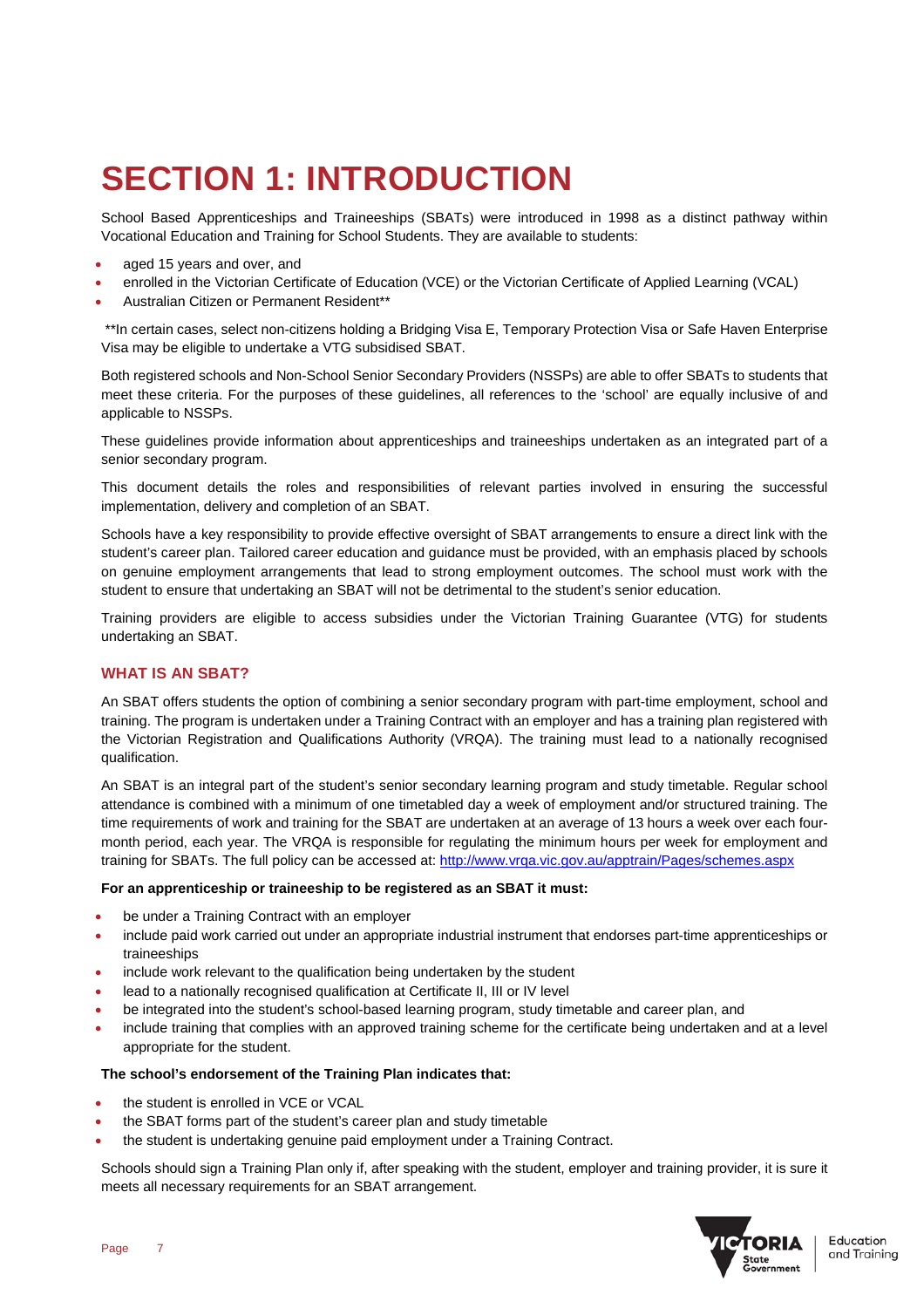# SECTION 1: INTRODUCTION

School Based Apprenticeships and Traineeships (SBATs) were introduced in 1998 as a distinct pathway within Vocational Education and Training for School Students. They are available to students:

- aged 15 years and over, and
- enrolled in the Victorian Certificate of Education (VCE) or the Victorian Certificate of Applied Learning (VCAL)
- Australian Citizen or Permanent Resident**

**In certain cases, select non-citizens holding a Bridging Visa E, Temporary Protection Visa or Safe Haven Enterprise Visa may be eligible to undertake a VTG subsidised SBAT.

Both registered schools and Non-School Senior Secondary Providers (NSSPs) are able to offer SBATs to students that meet these criteria. For the purposes of these guidelines, all references to the 'school' are equally inclusive of and applicable to NSSPs.

These guidelines provide information about apprenticeships and traineeships undertaken as an integrated part of a senior secondary program.

This document details the roles and responsibilities of relevant parties involved in ensuring the successful implementation, delivery and completion of an SBAT.

Schools have a key responsibility to provide effective oversight of SBAT arrangements to ensure a direct link with the student's career plan. Tailored career education and guidance must be provided, with an emphasis placed by schools on genuine employment arrangements that lead to strong employment outcomes. The school must work with the student to ensure that undertaking an SBAT will not be detrimental to the student's senior education.

Training providers are eligible to access subsidies under the Victorian Training Guarantee (VTG) for students undertaking an SBAT.

## WHAT IS AN SBAT?

An SBAT offers students the option of combining a senior secondary program with part-time employment, school and training. The program is undertaken under a Training Contract with an employer and has a training plan registered with the Victorian Registration and Qualifications Authority (VRQA). The training must lead to a nationally recognised qualification.

An SBAT is an integral part of the student's senior secondary learning program and study timetable. Regular school attendance is combined with a minimum of one timetabled day a week of employment and/or structured training. The time requirements of work and training for the SBAT are undertaken at an average of 13 hours a week over each four-month period, each year. The VRQA is responsible for regulating the minimum hours per week for employment and training for SBATs. The full policy can be accessed at: [http://www.vrqa.vic.gov.au/apptrain/Pages/schemes.aspx](http://www.vrqa.vic.gov.au/apptrain/Pages/schemes.aspx)

**For an apprenticeship or traineeship to be registered as an SBAT it must:**

- be under a Training Contract with an employer
- include paid work carried out under an appropriate industrial instrument that endorses part-time apprenticeships or traineeships
- include work relevant to the qualification being undertaken by the student
- lead to a nationally recognised qualification at Certificate II, III or IV level
- be integrated into the student's school-based learning program, study timetable and career plan, and
- include training that complies with an approved training scheme for the certificate being undertaken and at a level appropriate for the student.

**The school's endorsement of the Training Plan indicates that:**

- the student is enrolled in VCE or VCAL
- the SBAT forms part of the student's career plan and study timetable
- the student is undertaking genuine paid employment under a Training Contract.

Schools should sign a Training Plan only if, after speaking with the student, employer and training provider, it is sure it meets all necessary requirements for an SBAT arrangement.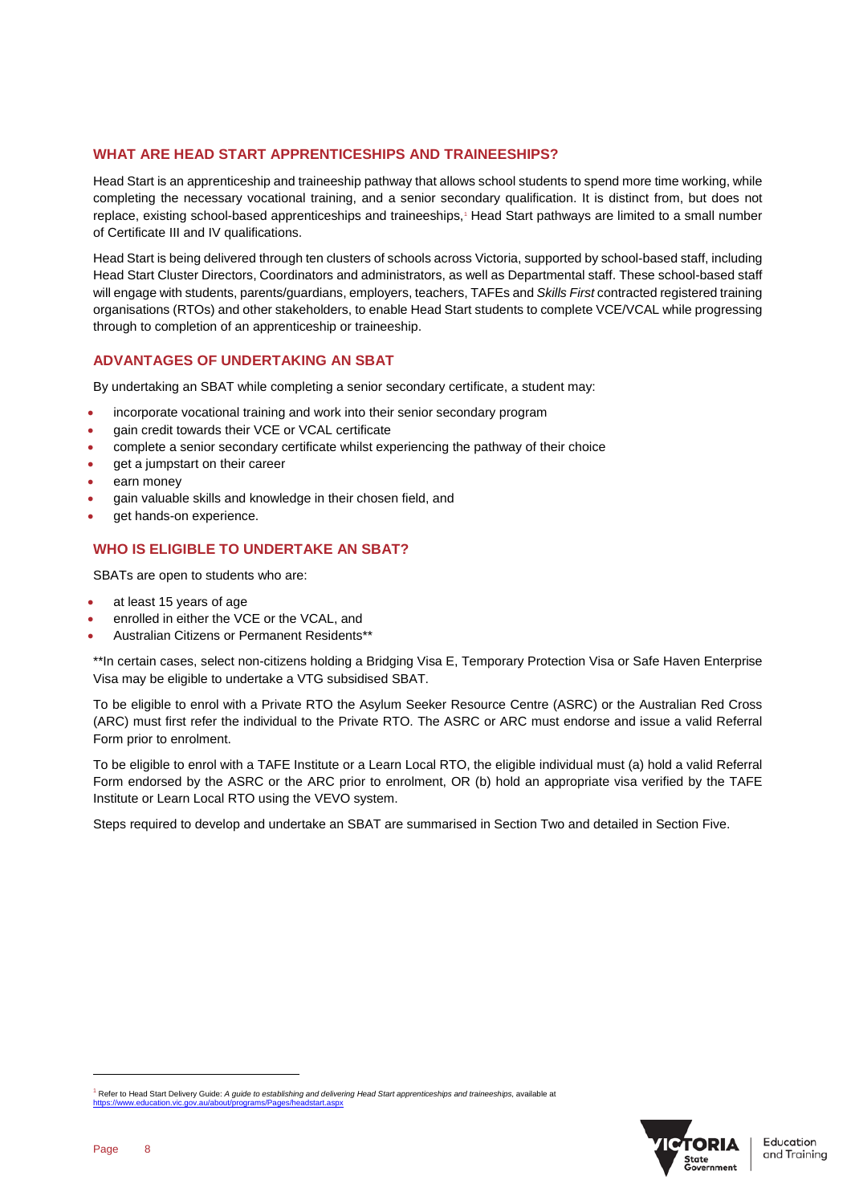## WHAT ARE HEAD START APPRENTICESHIPS AND TRAINEESHIPS?

Head Start is an apprenticeship and traineeship pathway that allows school students to spend more time working, while completing the necessary vocational training, and a senior secondary qualification. It is distinct from, but does not replace, existing school-based apprenticeships and traineeships,[1] Head Start pathways are limited to a small number of Certificate III and IV qualifications.

Head Start is being delivered through ten clusters of schools across Victoria, supported by school-based staff, including Head Start Cluster Directors, Coordinators and administrators, as well as Departmental staff. These school-based staff will engage with students, parents/guardians, employers, teachers, TAFEs and *Skills First* contracted registered training organisations (RTOs) and other stakeholders, to enable Head Start students to complete VCE/VCAL while progressing through to completion of an apprenticeship or traineeship.

## ADVANTAGES OF UNDERTAKING AN SBAT

By undertaking an SBAT while completing a senior secondary certificate, a student may:

- incorporate vocational training and work into their senior secondary program
- gain credit towards their VCE or VCAL certificate
- complete a senior secondary certificate whilst experiencing the pathway of their choice
- get a jumpstart on their career
- earn money
- gain valuable skills and knowledge in their chosen field, and
- get hands-on experience.

## WHO IS ELIGIBLE TO UNDERTAKE AN SBAT?

SBATs are open to students who are:

- at least 15 years of age
- enrolled in either the VCE or the VCAL, and
- Australian Citizens or Permanent Residents**

**In certain cases, select non-citizens holding a Bridging Visa E, Temporary Protection Visa or Safe Haven Enterprise Visa may be eligible to undertake a VTG subsidised SBAT.

To be eligible to enrol with a Private RTO the Asylum Seeker Resource Centre (ASRC) or the Australian Red Cross (ARC) must first refer the individual to the Private RTO. The ASRC or ARC must endorse and issue a valid Referral Form prior to enrolment.

To be eligible to enrol with a TAFE Institute or a Learn Local RTO, the eligible individual must (a) hold a valid Referral Form endorsed by the ASRC or the ARC prior to enrolment, OR (b) hold an appropriate visa verified by the TAFE Institute or Learn Local RTO using the VEVO system.

Steps required to develop and undertake an SBAT are summarised in Section Two and detailed in Section Five.

---

[1] Refer to Head Start Delivery Guide: *A guide to establishing and delivering Head Start apprenticeships and traineeships*, available at https://www.education.vic.gov.au/about/programs/Pages/headstart.aspx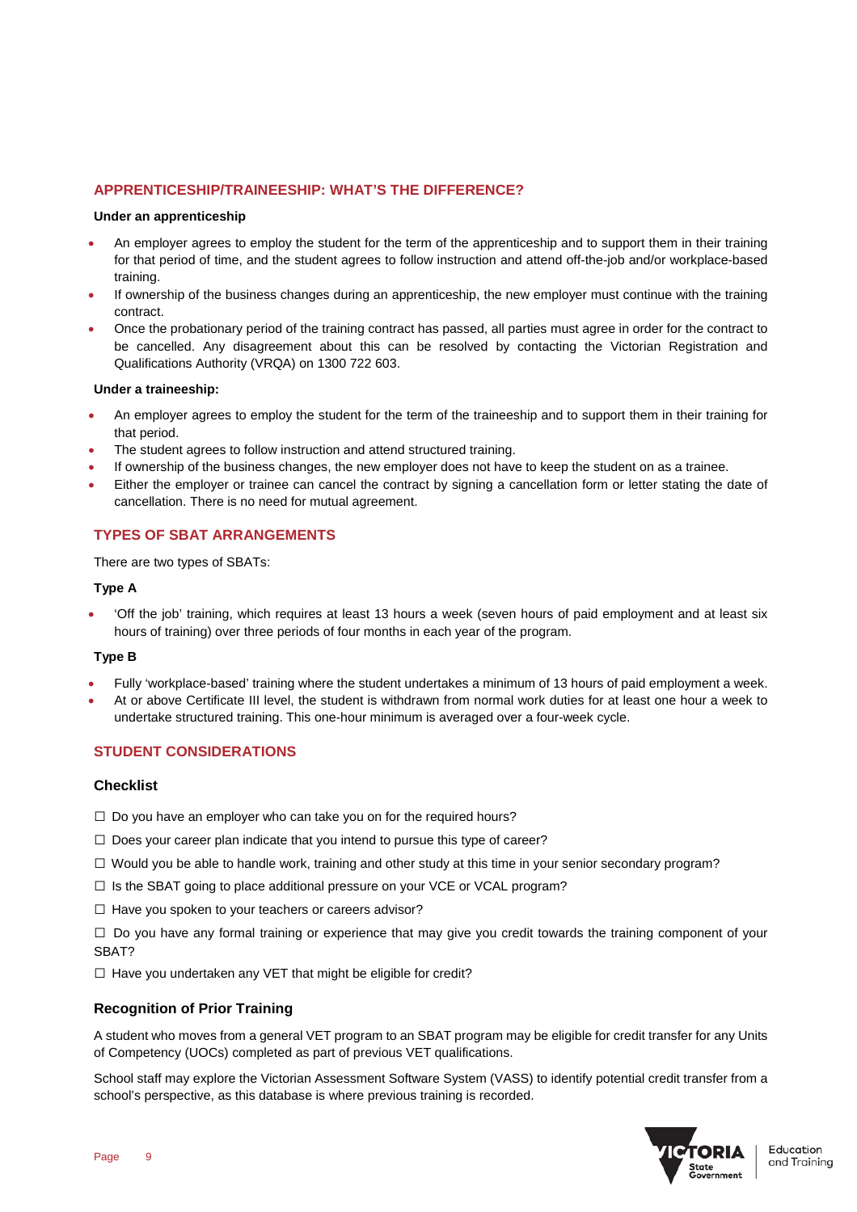## APPRENTICESHIP/TRAINEESHIP: WHAT'S THE DIFFERENCE?

**Under an apprenticeship**

- An employer agrees to employ the student for the term of the apprenticeship and to support them in their training for that period of time, and the student agrees to follow instruction and attend off-the-job and/or workplace-based training.
- If ownership of the business changes during an apprenticeship, the new employer must continue with the training contract.
- Once the probationary period of the training contract has passed, all parties must agree in order for the contract to be cancelled. Any disagreement about this can be resolved by contacting the Victorian Registration and Qualifications Authority (VRQA) on 1300 722 603.

**Under a traineeship:**

- An employer agrees to employ the student for the term of the traineeship and to support them in their training for that period.
- The student agrees to follow instruction and attend structured training.
- If ownership of the business changes, the new employer does not have to keep the student on as a trainee.
- Either the employer or trainee can cancel the contract by signing a cancellation form or letter stating the date of cancellation. There is no need for mutual agreement.

## TYPES OF SBAT ARRANGEMENTS

There are two types of SBATs:

**Type A**

- 'Off the job' training, which requires at least 13 hours a week (seven hours of paid employment and at least six hours of training) over three periods of four months in each year of the program.

**Type B**

- Fully 'workplace-based' training where the student undertakes a minimum of 13 hours of paid employment a week.
- At or above Certificate III level, the student is withdrawn from normal work duties for at least one hour a week to undertake structured training. This one-hour minimum is averaged over a four-week cycle.

## STUDENT CONSIDERATIONS

### Checklist

☐ Do you have an employer who can take you on for the required hours?

☐ Does your career plan indicate that you intend to pursue this type of career?

☐ Would you be able to handle work, training and other study at this time in your senior secondary program?

☐ Is the SBAT going to place additional pressure on your VCE or VCAL program?

☐ Have you spoken to your teachers or careers advisor?

☐ Do you have any formal training or experience that may give you credit towards the training component of your SBAT?

☐ Have you undertaken any VET that might be eligible for credit?

### Recognition of Prior Training

A student who moves from a general VET program to an SBAT program may be eligible for credit transfer for any Units of Competency (UOCs) completed as part of previous VET qualifications.

School staff may explore the Victorian Assessment Software System (VASS) to identify potential credit transfer from a school's perspective, as this database is where previous training is recorded.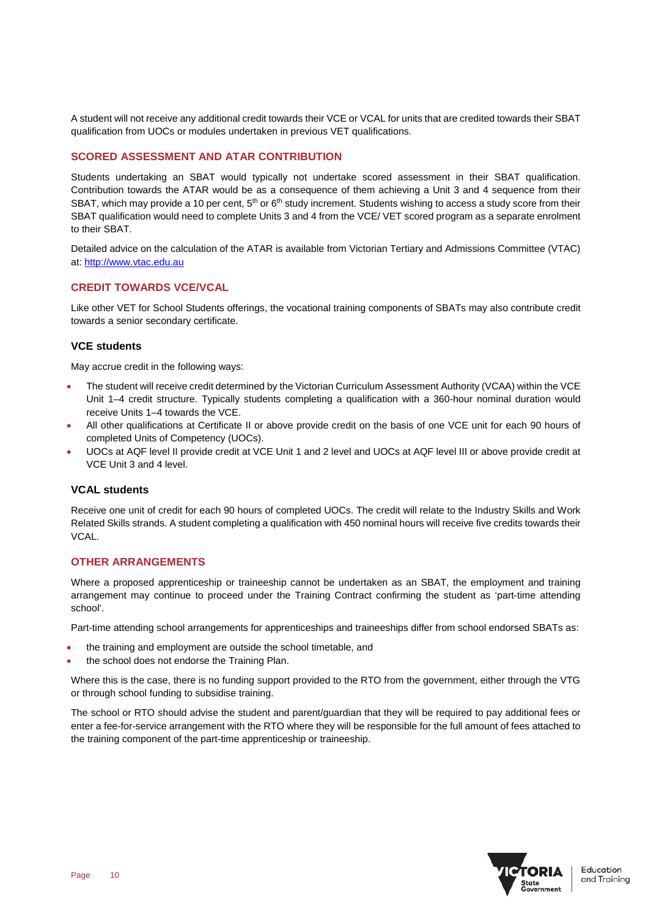A student will not receive any additional credit towards their VCE or VCAL for units that are credited towards their SBAT qualification from UOCs or modules undertaken in previous VET qualifications.

## SCORED ASSESSMENT AND ATAR CONTRIBUTION

Students undertaking an SBAT would typically not undertake scored assessment in their SBAT qualification. Contribution towards the ATAR would be as a consequence of them achieving a Unit 3 and 4 sequence from their SBAT, which may provide a 10 per cent, 5th or 6th study increment. Students wishing to access a study score from their SBAT qualification would need to complete Units 3 and 4 from the VCE/ VET scored program as a separate enrolment to their SBAT.

Detailed advice on the calculation of the ATAR is available from Victorian Tertiary and Admissions Committee (VTAC) at: http://www.vtac.edu.au

## CREDIT TOWARDS VCE/VCAL

Like other VET for School Students offerings, the vocational training components of SBATs may also contribute credit towards a senior secondary certificate.

### VCE students

May accrue credit in the following ways:

- The student will receive credit determined by the Victorian Curriculum Assessment Authority (VCAA) within the VCE Unit 1–4 credit structure. Typically students completing a qualification with a 360-hour nominal duration would receive Units 1–4 towards the VCE.
- All other qualifications at Certificate II or above provide credit on the basis of one VCE unit for each 90 hours of completed Units of Competency (UOCs).
- UOCs at AQF level II provide credit at VCE Unit 1 and 2 level and UOCs at AQF level III or above provide credit at VCE Unit 3 and 4 level.

### VCAL students

Receive one unit of credit for each 90 hours of completed UOCs. The credit will relate to the Industry Skills and Work Related Skills strands. A student completing a qualification with 450 nominal hours will receive five credits towards their VCAL.

## OTHER ARRANGEMENTS

Where a proposed apprenticeship or traineeship cannot be undertaken as an SBAT, the employment and training arrangement may continue to proceed under the Training Contract confirming the student as 'part-time attending school'.

Part-time attending school arrangements for apprenticeships and traineeships differ from school endorsed SBATs as:

- the training and employment are outside the school timetable, and
- the school does not endorse the Training Plan.

Where this is the case, there is no funding support provided to the RTO from the government, either through the VTG or through school funding to subsidise training.

The school or RTO should advise the student and parent/guardian that they will be required to pay additional fees or enter a fee-for-service arrangement with the RTO where they will be responsible for the full amount of fees attached to the training component of the part-time apprenticeship or traineeship.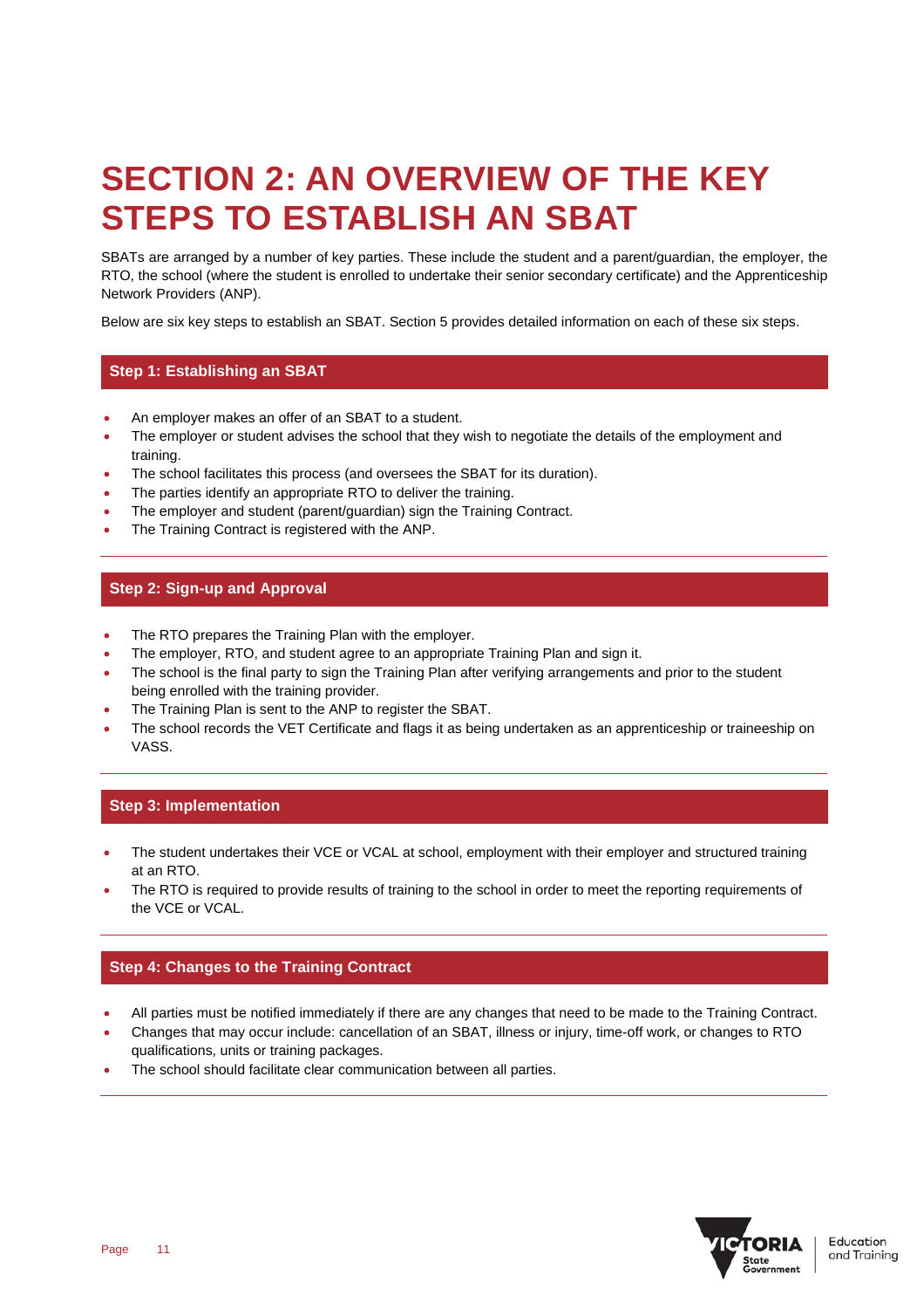# SECTION 2: AN OVERVIEW OF THE KEY STEPS TO ESTABLISH AN SBAT

SBATs are arranged by a number of key parties. These include the student and a parent/guardian, the employer, the RTO, the school (where the student is enrolled to undertake their senior secondary certificate) and the Apprenticeship Network Providers (ANP).

Below are six key steps to establish an SBAT. Section 5 provides detailed information on each of these six steps.

## Step 1: Establishing an SBAT

- An employer makes an offer of an SBAT to a student.
- The employer or student advises the school that they wish to negotiate the details of the employment and training.
- The school facilitates this process (and oversees the SBAT for its duration).
- The parties identify an appropriate RTO to deliver the training.
- The employer and student (parent/guardian) sign the Training Contract.
- The Training Contract is registered with the ANP.

## Step 2: Sign-up and Approval

- The RTO prepares the Training Plan with the employer.
- The employer, RTO, and student agree to an appropriate Training Plan and sign it.
- The school is the final party to sign the Training Plan after verifying arrangements and prior to the student being enrolled with the training provider.
- The Training Plan is sent to the ANP to register the SBAT.
- The school records the VET Certificate and flags it as being undertaken as an apprenticeship or traineeship on VASS.

## Step 3: Implementation

- The student undertakes their VCE or VCAL at school, employment with their employer and structured training at an RTO.
- The RTO is required to provide results of training to the school in order to meet the reporting requirements of the VCE or VCAL.

## Step 4: Changes to the Training Contract

- All parties must be notified immediately if there are any changes that need to be made to the Training Contract.
- Changes that may occur include: cancellation of an SBAT, illness or injury, time-off work, or changes to RTO qualifications, units or training packages.
- The school should facilitate clear communication between all parties.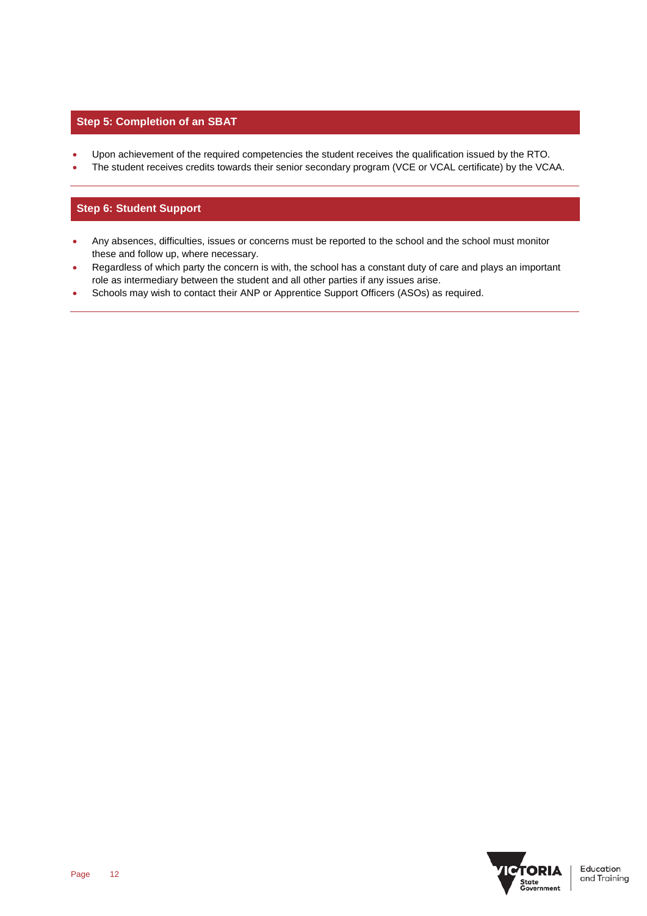## Step 5: Completion of an SBAT

- Upon achievement of the required competencies the student receives the qualification issued by the RTO.
- The student receives credits towards their senior secondary program (VCE or VCAL certificate) by the VCAA.

## Step 6: Student Support

- Any absences, difficulties, issues or concerns must be reported to the school and the school must monitor these and follow up, where necessary.
- Regardless of which party the concern is with, the school has a constant duty of care and plays an important role as intermediary between the student and all other parties if any issues arise.
- Schools may wish to contact their ANP or Apprentice Support Officers (ASOs) as required.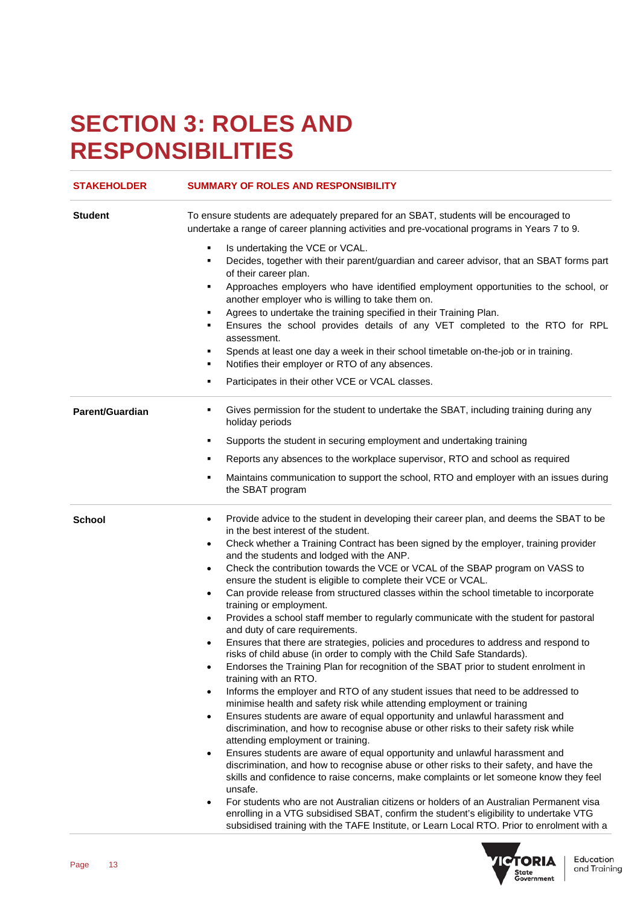# SECTION 3: ROLES AND RESPONSIBILITIES

| STAKEHOLDER | SUMMARY OF ROLES AND RESPONSIBILITY |
|---|---|
| **Student** | To ensure students are adequately prepared for an SBAT, students will be encouraged to undertake a range of career planning activities and pre-vocational programs in Years 7 to 9.<br>▪ Is undertaking the VCE or VCAL.<br>▪ Decides, together with their parent/guardian and career advisor, that an SBAT forms part of their career plan.<br>▪ Approaches employers who have identified employment opportunities to the school, or another employer who is willing to take them on.<br>▪ Agrees to undertake the training specified in their Training Plan.<br>▪ Ensures the school provides details of any VET completed to the RTO for RPL assessment.<br>▪ Spends at least one day a week in their school timetable on-the-job or in training.<br>▪ Notifies their employer or RTO of any absences.<br>▪ Participates in their other VCE or VCAL classes. |
| **Parent/Guardian** | ▪ Gives permission for the student to undertake the SBAT, including training during any holiday periods<br>▪ Supports the student in securing employment and undertaking training<br>▪ Reports any absences to the workplace supervisor, RTO and school as required<br>▪ Maintains communication to support the school, RTO and employer with an issues during the SBAT program |
| **School** | • Provide advice to the student in developing their career plan, and deems the SBAT to be in the best interest of the student.<br>• Check whether a Training Contract has been signed by the employer, training provider and the students and lodged with the ANP.<br>• Check the contribution towards the VCE or VCAL of the SBAP program on VASS to ensure the student is eligible to complete their VCE or VCAL.<br>• Can provide release from structured classes within the school timetable to incorporate training or employment.<br>• Provides a school staff member to regularly communicate with the student for pastoral and duty of care requirements.<br>• Ensures that there are strategies, policies and procedures to address and respond to risks of child abuse (in order to comply with the Child Safe Standards).<br>• Endorses the Training Plan for recognition of the SBAT prior to student enrolment in training with an RTO.<br>• Informs the employer and RTO of any student issues that need to be addressed to minimise health and safety risk while attending employment or training<br>• Ensures students are aware of equal opportunity and unlawful harassment and discrimination, and how to recognise abuse or other risks to their safety risk while attending employment or training.<br>• Ensures students are aware of equal opportunity and unlawful harassment and discrimination, and how to recognise abuse or other risks to their safety, and have the skills and confidence to raise concerns, make complaints or let someone know they feel unsafe.<br>• For students who are not Australian citizens or holders of an Australian Permanent visa enrolling in a VTG subsidised SBAT, confirm the student's eligibility to undertake VTG subsidised training with the TAFE Institute, or Learn Local RTO. Prior to enrolment with a |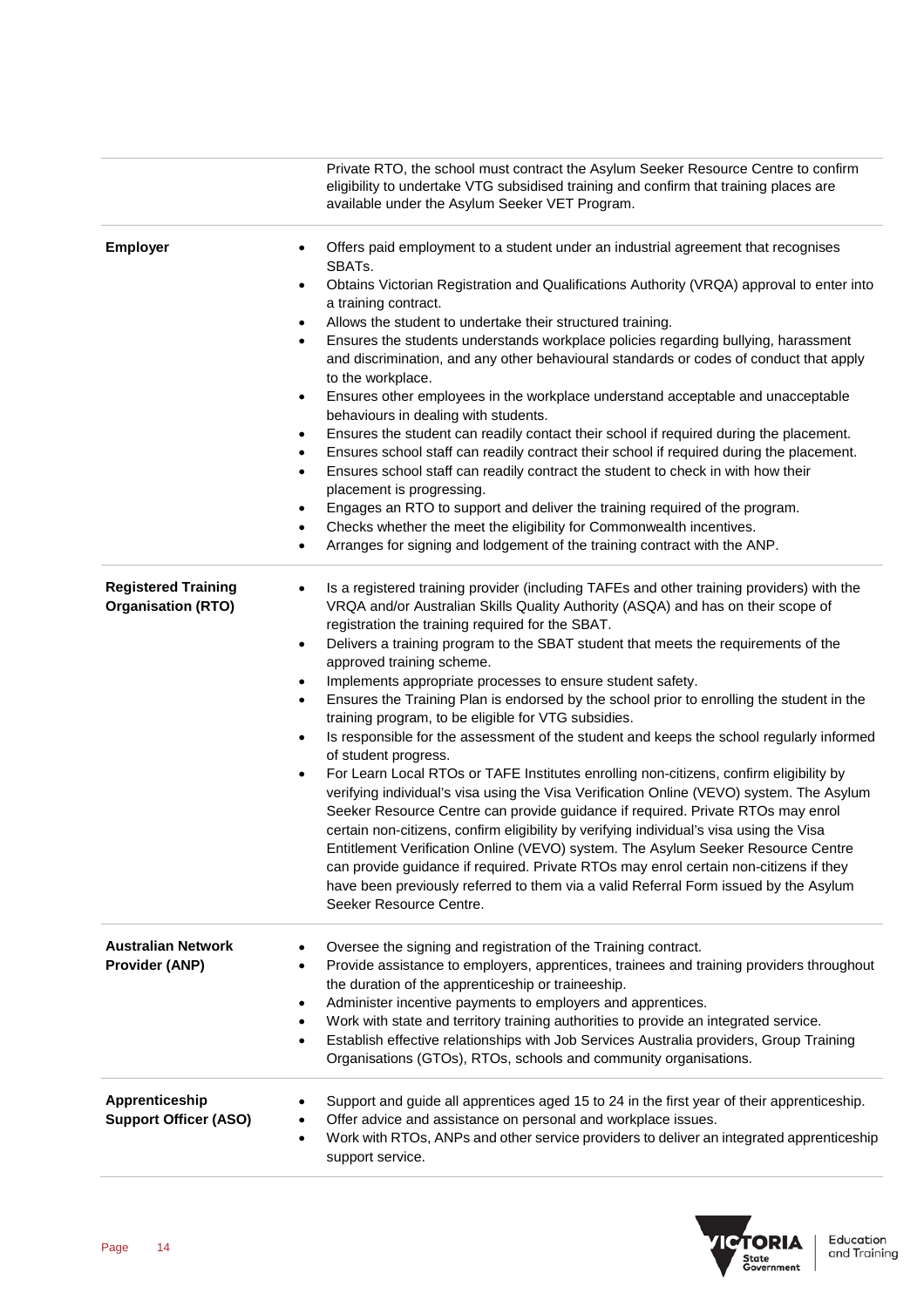| | |
|---|---|
| | Private RTO, the school must contract the Asylum Seeker Resource Centre to confirm eligibility to undertake VTG subsidised training and confirm that training places are available under the Asylum Seeker VET Program. |
| **Employer** | • Offers paid employment to a student under an industrial agreement that recognises SBATs.<br>• Obtains Victorian Registration and Qualifications Authority (VRQA) approval to enter into a training contract.<br>• Allows the student to undertake their structured training.<br>• Ensures the students understands workplace policies regarding bullying, harassment and discrimination, and any other behavioural standards or codes of conduct that apply to the workplace.<br>• Ensures other employees in the workplace understand acceptable and unacceptable behaviours in dealing with students.<br>• Ensures the student can readily contact their school if required during the placement.<br>• Ensures school staff can readily contract their school if required during the placement.<br>• Ensures school staff can readily contract the student to check in with how their placement is progressing.<br>• Engages an RTO to support and deliver the training required of the program.<br>• Checks whether the meet the eligibility for Commonwealth incentives.<br>• Arranges for signing and lodgement of the training contract with the ANP. |
| **Registered Training Organisation (RTO)** | • Is a registered training provider (including TAFEs and other training providers) with the VRQA and/or Australian Skills Quality Authority (ASQA) and has on their scope of registration the training required for the SBAT.<br>• Delivers a training program to the SBAT student that meets the requirements of the approved training scheme.<br>• Implements appropriate processes to ensure student safety.<br>• Ensures the Training Plan is endorsed by the school prior to enrolling the student in the training program, to be eligible for VTG subsidies.<br>• Is responsible for the assessment of the student and keeps the school regularly informed of student progress.<br>• For Learn Local RTOs or TAFE Institutes enrolling non-citizens, confirm eligibility by verifying individual's visa using the Visa Verification Online (VEVO) system. The Asylum Seeker Resource Centre can provide guidance if required. Private RTOs may enrol certain non-citizens, confirm eligibility by verifying individual's visa using the Visa Entitlement Verification Online (VEVO) system. The Asylum Seeker Resource Centre can provide guidance if required. Private RTOs may enrol certain non-citizens if they have been previously referred to them via a valid Referral Form issued by the Asylum Seeker Resource Centre. |
| **Australian Network Provider (ANP)** | • Oversee the signing and registration of the Training contract.<br>• Provide assistance to employers, apprentices, trainees and training providers throughout the duration of the apprenticeship or traineeship.<br>• Administer incentive payments to employers and apprentices.<br>• Work with state and territory training authorities to provide an integrated service.<br>• Establish effective relationships with Job Services Australia providers, Group Training Organisations (GTOs), RTOs, schools and community organisations. |
| **Apprenticeship Support Officer (ASO)** | • Support and guide all apprentices aged 15 to 24 in the first year of their apprenticeship.<br>• Offer advice and assistance on personal and workplace issues.<br>• Work with RTOs, ANPs and other service providers to deliver an integrated apprenticeship support service. |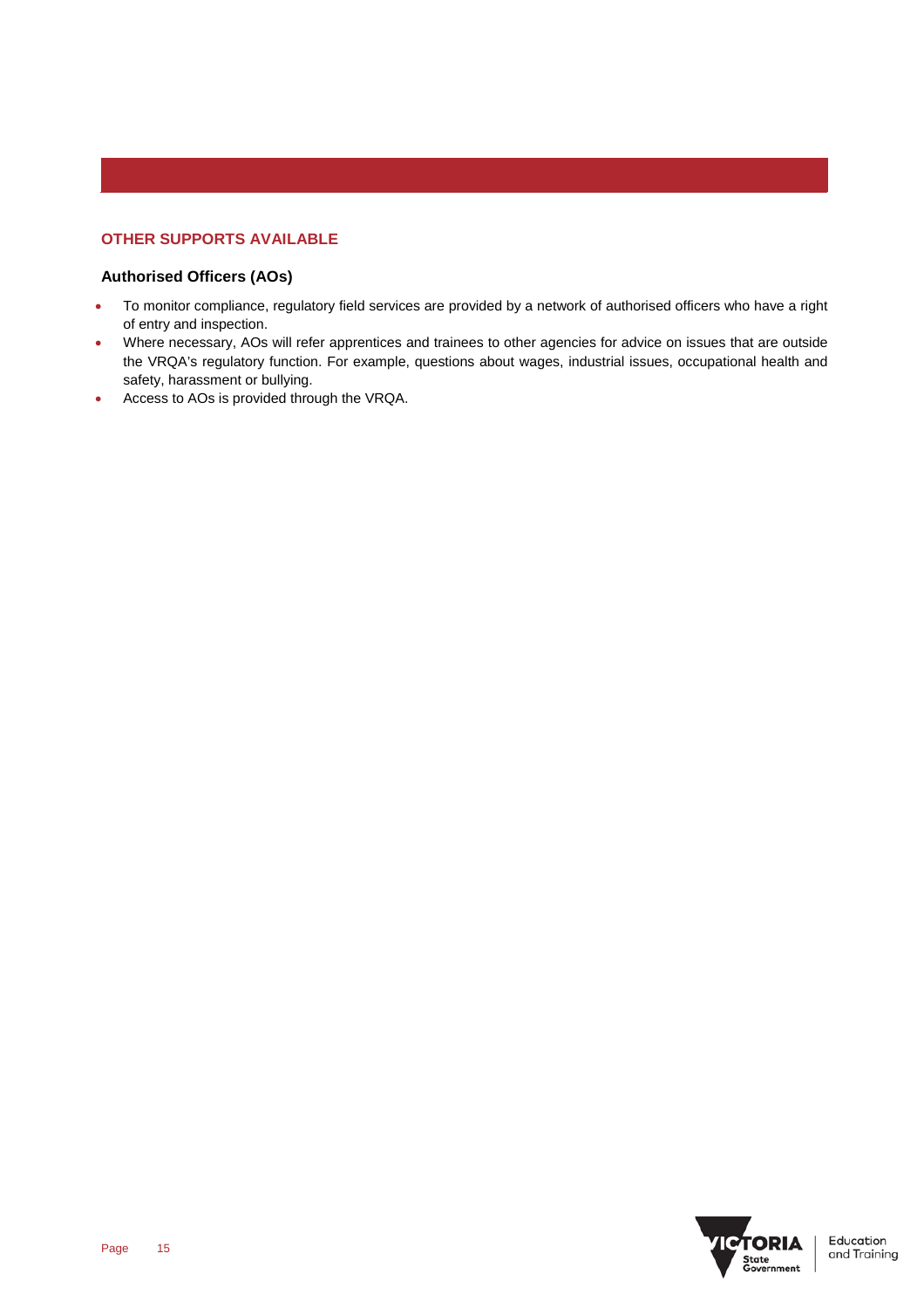## OTHER SUPPORTS AVAILABLE

### Authorised Officers (AOs)

- To monitor compliance, regulatory field services are provided by a network of authorised officers who have a right of entry and inspection.
- Where necessary, AOs will refer apprentices and trainees to other agencies for advice on issues that are outside the VRQA's regulatory function. For example, questions about wages, industrial issues, occupational health and safety, harassment or bullying.
- Access to AOs is provided through the VRQA.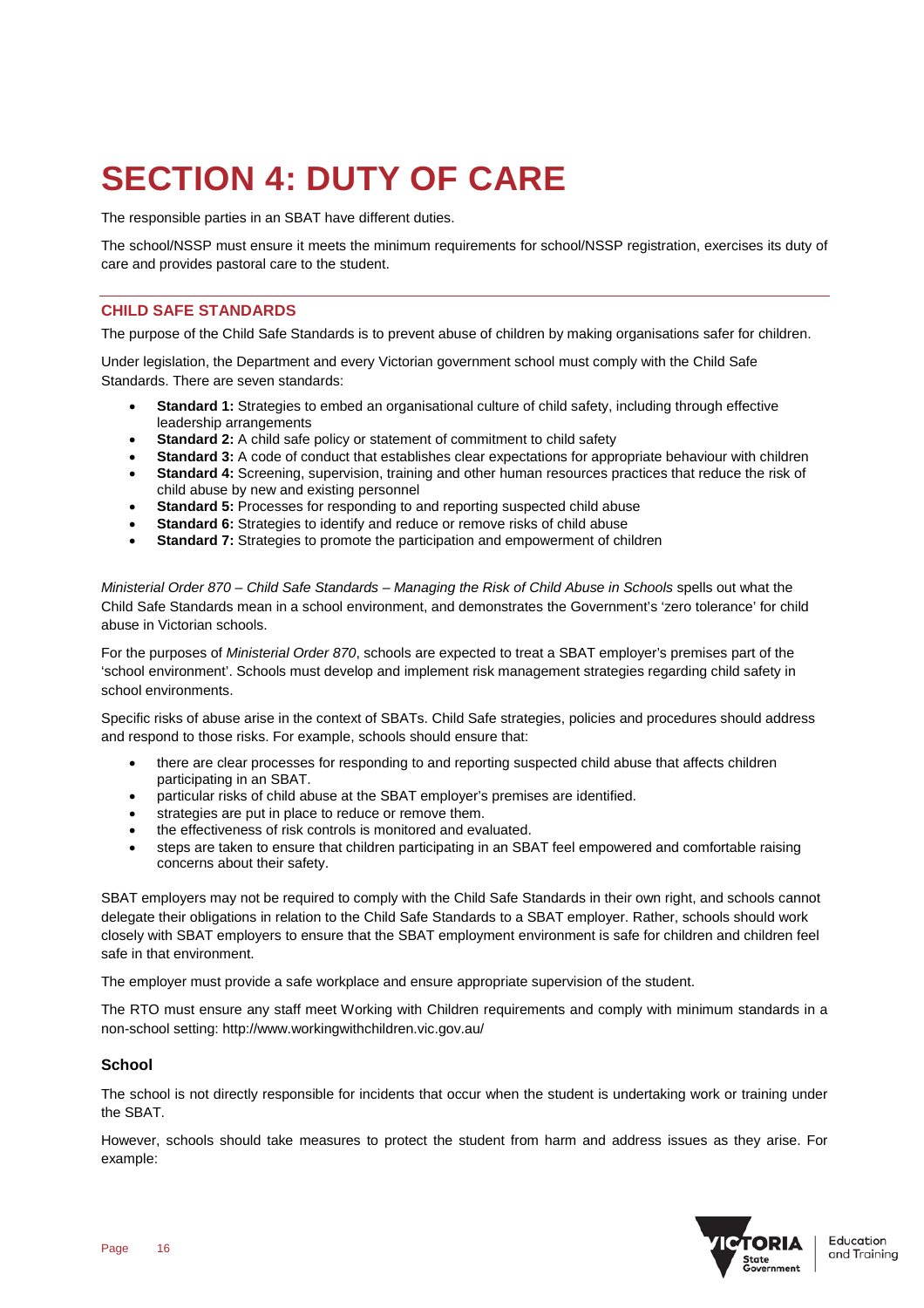# SECTION 4: DUTY OF CARE

The responsible parties in an SBAT have different duties.

The school/NSSP must ensure it meets the minimum requirements for school/NSSP registration, exercises its duty of care and provides pastoral care to the student.

## CHILD SAFE STANDARDS

The purpose of the Child Safe Standards is to prevent abuse of children by making organisations safer for children.

Under legislation, the Department and every Victorian government school must comply with the Child Safe Standards. There are seven standards:

- **Standard 1:** Strategies to embed an organisational culture of child safety, including through effective leadership arrangements
- **Standard 2:** A child safe policy or statement of commitment to child safety
- **Standard 3:** A code of conduct that establishes clear expectations for appropriate behaviour with children
- **Standard 4:** Screening, supervision, training and other human resources practices that reduce the risk of child abuse by new and existing personnel
- **Standard 5:** Processes for responding to and reporting suspected child abuse
- **Standard 6:** Strategies to identify and reduce or remove risks of child abuse
- **Standard 7:** Strategies to promote the participation and empowerment of children

*Ministerial Order 870 – Child Safe Standards – Managing the Risk of Child Abuse in Schools* spells out what the Child Safe Standards mean in a school environment, and demonstrates the Government's 'zero tolerance' for child abuse in Victorian schools.

For the purposes of *Ministerial Order 870*, schools are expected to treat a SBAT employer's premises part of the 'school environment'. Schools must develop and implement risk management strategies regarding child safety in school environments.

Specific risks of abuse arise in the context of SBATs. Child Safe strategies, policies and procedures should address and respond to those risks. For example, schools should ensure that:

- there are clear processes for responding to and reporting suspected child abuse that affects children participating in an SBAT.
- particular risks of child abuse at the SBAT employer's premises are identified.
- strategies are put in place to reduce or remove them.
- the effectiveness of risk controls is monitored and evaluated.
- steps are taken to ensure that children participating in an SBAT feel empowered and comfortable raising concerns about their safety.

SBAT employers may not be required to comply with the Child Safe Standards in their own right, and schools cannot delegate their obligations in relation to the Child Safe Standards to a SBAT employer. Rather, schools should work closely with SBAT employers to ensure that the SBAT employment environment is safe for children and children feel safe in that environment.

The employer must provide a safe workplace and ensure appropriate supervision of the student.

The RTO must ensure any staff meet Working with Children requirements and comply with minimum standards in a non-school setting: http://www.workingwithchildren.vic.gov.au/

### School

The school is not directly responsible for incidents that occur when the student is undertaking work or training under the SBAT.

However, schools should take measures to protect the student from harm and address issues as they arise. For example: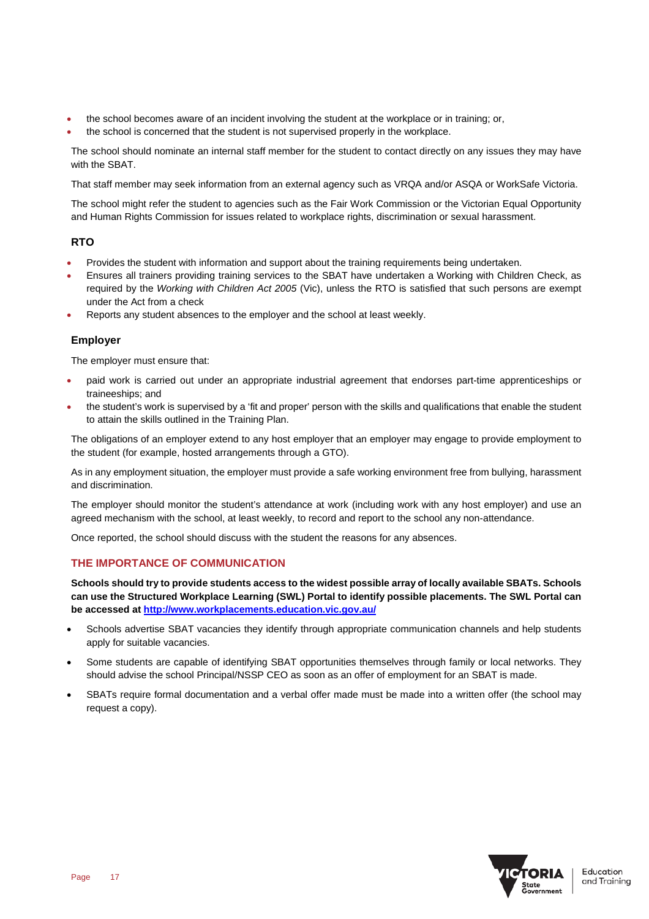- the school becomes aware of an incident involving the student at the workplace or in training; or,
- the school is concerned that the student is not supervised properly in the workplace.

The school should nominate an internal staff member for the student to contact directly on any issues they may have with the SBAT.

That staff member may seek information from an external agency such as VRQA and/or ASQA or WorkSafe Victoria.

The school might refer the student to agencies such as the Fair Work Commission or the Victorian Equal Opportunity and Human Rights Commission for issues related to workplace rights, discrimination or sexual harassment.

### RTO

- Provides the student with information and support about the training requirements being undertaken.
- Ensures all trainers providing training services to the SBAT have undertaken a Working with Children Check, as required by the *Working with Children Act 2005* (Vic), unless the RTO is satisfied that such persons are exempt under the Act from a check
- Reports any student absences to the employer and the school at least weekly.

### Employer

The employer must ensure that:

- paid work is carried out under an appropriate industrial agreement that endorses part-time apprenticeships or traineeships; and
- the student's work is supervised by a 'fit and proper' person with the skills and qualifications that enable the student to attain the skills outlined in the Training Plan.

The obligations of an employer extend to any host employer that an employer may engage to provide employment to the student (for example, hosted arrangements through a GTO).

As in any employment situation, the employer must provide a safe working environment free from bullying, harassment and discrimination.

The employer should monitor the student's attendance at work (including work with any host employer) and use an agreed mechanism with the school, at least weekly, to record and report to the school any non-attendance.

Once reported, the school should discuss with the student the reasons for any absences.

## THE IMPORTANCE OF COMMUNICATION

**Schools should try to provide students access to the widest possible array of locally available SBATs. Schools can use the Structured Workplace Learning (SWL) Portal to identify possible placements. The SWL Portal can be accessed at [http://www.workplacements.education.vic.gov.au/](http://www.workplacements.education.vic.gov.au/)**

- Schools advertise SBAT vacancies they identify through appropriate communication channels and help students apply for suitable vacancies.
- Some students are capable of identifying SBAT opportunities themselves through family or local networks. They should advise the school Principal/NSSP CEO as soon as an offer of employment for an SBAT is made.
- SBATs require formal documentation and a verbal offer made must be made into a written offer (the school may request a copy).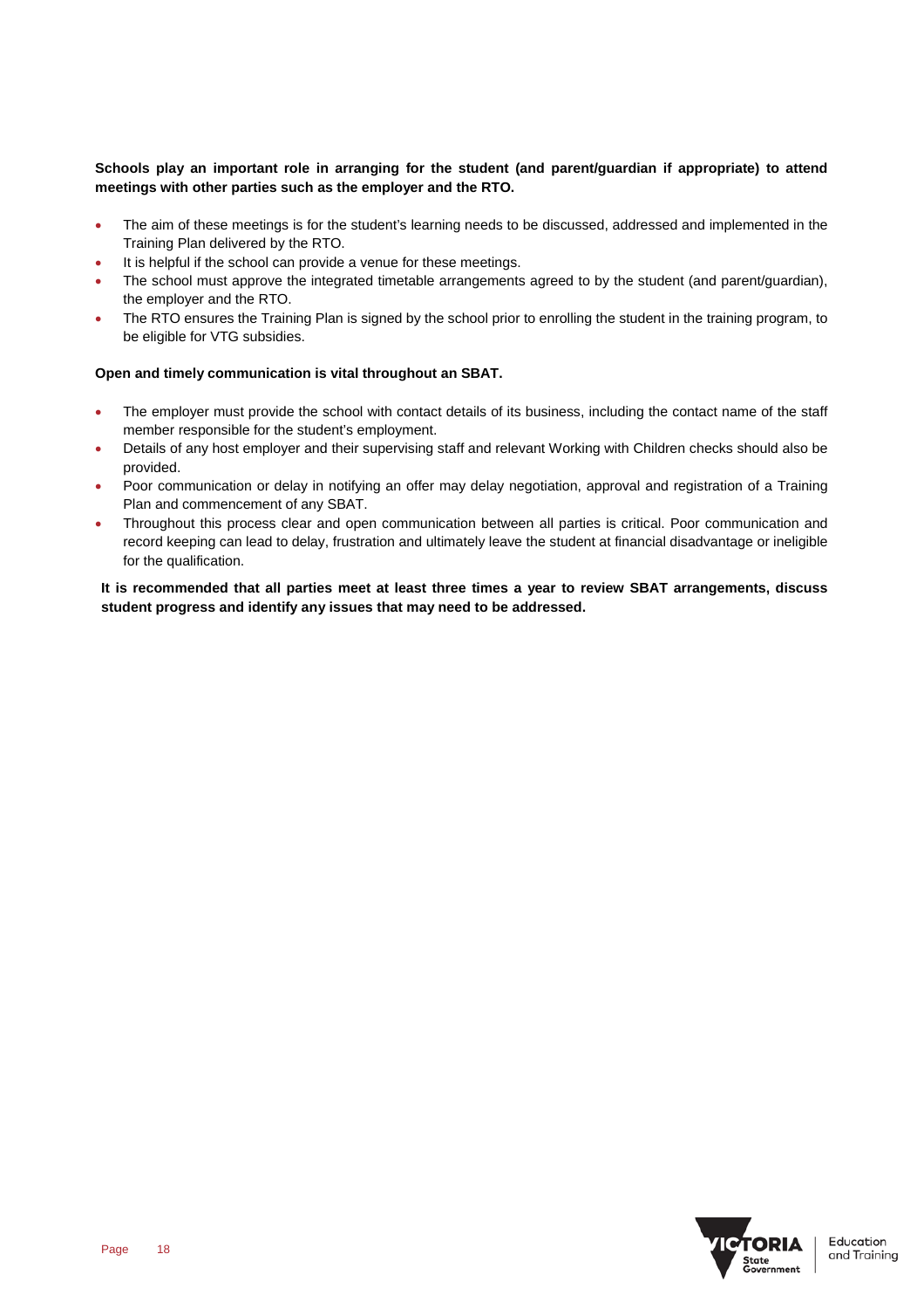**Schools play an important role in arranging for the student (and parent/guardian if appropriate) to attend meetings with other parties such as the employer and the RTO.**

- The aim of these meetings is for the student's learning needs to be discussed, addressed and implemented in the Training Plan delivered by the RTO.
- It is helpful if the school can provide a venue for these meetings.
- The school must approve the integrated timetable arrangements agreed to by the student (and parent/guardian), the employer and the RTO.
- The RTO ensures the Training Plan is signed by the school prior to enrolling the student in the training program, to be eligible for VTG subsidies.

**Open and timely communication is vital throughout an SBAT.**

- The employer must provide the school with contact details of its business, including the contact name of the staff member responsible for the student's employment.
- Details of any host employer and their supervising staff and relevant Working with Children checks should also be provided.
- Poor communication or delay in notifying an offer may delay negotiation, approval and registration of a Training Plan and commencement of any SBAT.
- Throughout this process clear and open communication between all parties is critical. Poor communication and record keeping can lead to delay, frustration and ultimately leave the student at financial disadvantage or ineligible for the qualification.

**It is recommended that all parties meet at least three times a year to review SBAT arrangements, discuss student progress and identify any issues that may need to be addressed.**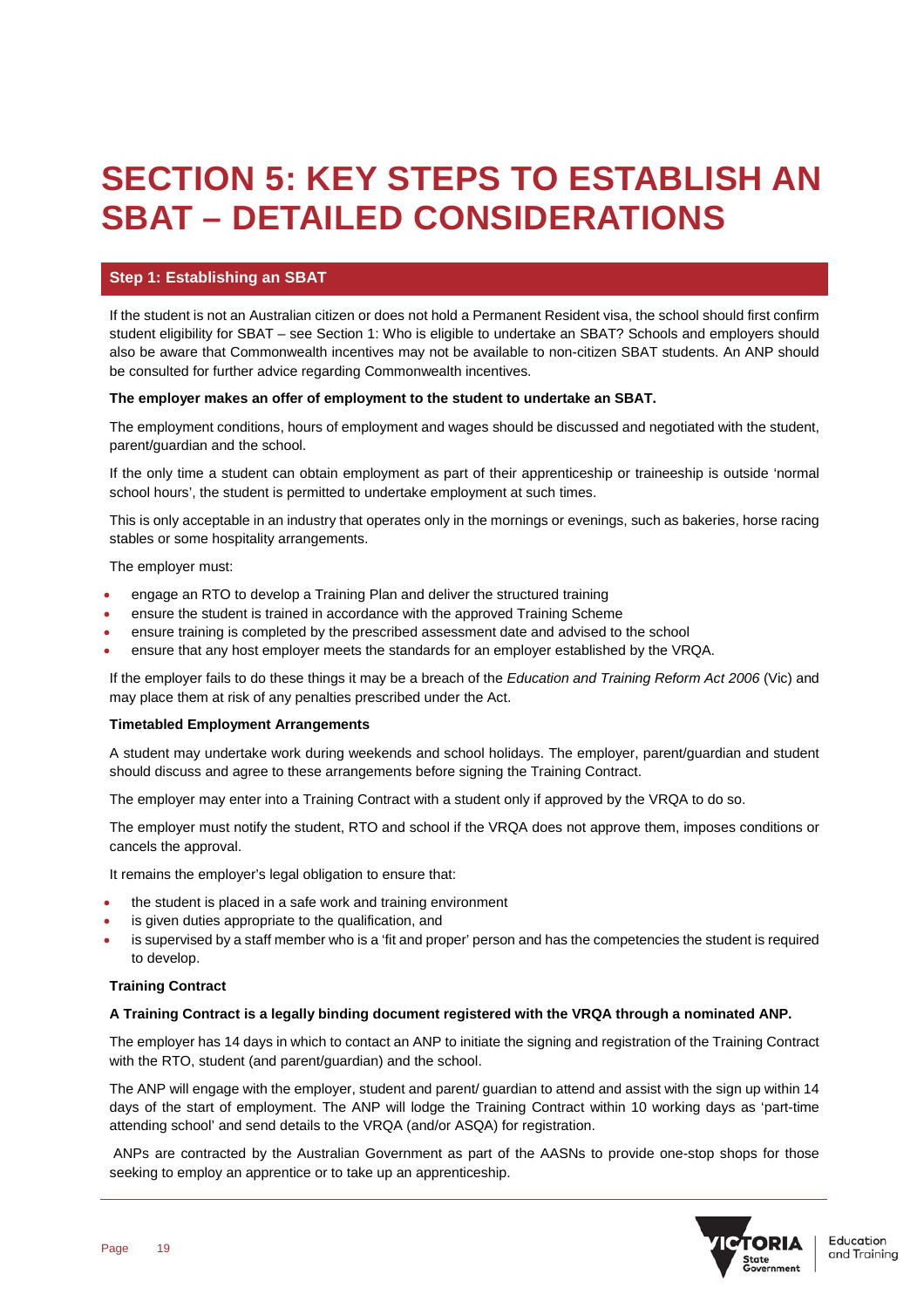# SECTION 5: KEY STEPS TO ESTABLISH AN SBAT – DETAILED CONSIDERATIONS

## Step 1: Establishing an SBAT

If the student is not an Australian citizen or does not hold a Permanent Resident visa, the school should first confirm student eligibility for SBAT – see Section 1: Who is eligible to undertake an SBAT? Schools and employers should also be aware that Commonwealth incentives may not be available to non-citizen SBAT students. An ANP should be consulted for further advice regarding Commonwealth incentives.

**The employer makes an offer of employment to the student to undertake an SBAT.**

The employment conditions, hours of employment and wages should be discussed and negotiated with the student, parent/guardian and the school.

If the only time a student can obtain employment as part of their apprenticeship or traineeship is outside 'normal school hours', the student is permitted to undertake employment at such times.

This is only acceptable in an industry that operates only in the mornings or evenings, such as bakeries, horse racing stables or some hospitality arrangements.

The employer must:

- engage an RTO to develop a Training Plan and deliver the structured training
- ensure the student is trained in accordance with the approved Training Scheme
- ensure training is completed by the prescribed assessment date and advised to the school
- ensure that any host employer meets the standards for an employer established by the VRQA.

If the employer fails to do these things it may be a breach of the *Education and Training Reform Act 2006* (Vic) and may place them at risk of any penalties prescribed under the Act.

**Timetabled Employment Arrangements**

A student may undertake work during weekends and school holidays. The employer, parent/guardian and student should discuss and agree to these arrangements before signing the Training Contract.

The employer may enter into a Training Contract with a student only if approved by the VRQA to do so.

The employer must notify the student, RTO and school if the VRQA does not approve them, imposes conditions or cancels the approval.

It remains the employer's legal obligation to ensure that:

- the student is placed in a safe work and training environment
- is given duties appropriate to the qualification, and
- is supervised by a staff member who is a 'fit and proper' person and has the competencies the student is required to develop.

**Training Contract**

**A Training Contract is a legally binding document registered with the VRQA through a nominated ANP.**

The employer has 14 days in which to contact an ANP to initiate the signing and registration of the Training Contract with the RTO, student (and parent/guardian) and the school.

The ANP will engage with the employer, student and parent/ guardian to attend and assist with the sign up within 14 days of the start of employment. The ANP will lodge the Training Contract within 10 working days as 'part-time attending school' and send details to the VRQA (and/or ASQA) for registration.

ANPs are contracted by the Australian Government as part of the AASNs to provide one-stop shops for those seeking to employ an apprentice or to take up an apprenticeship.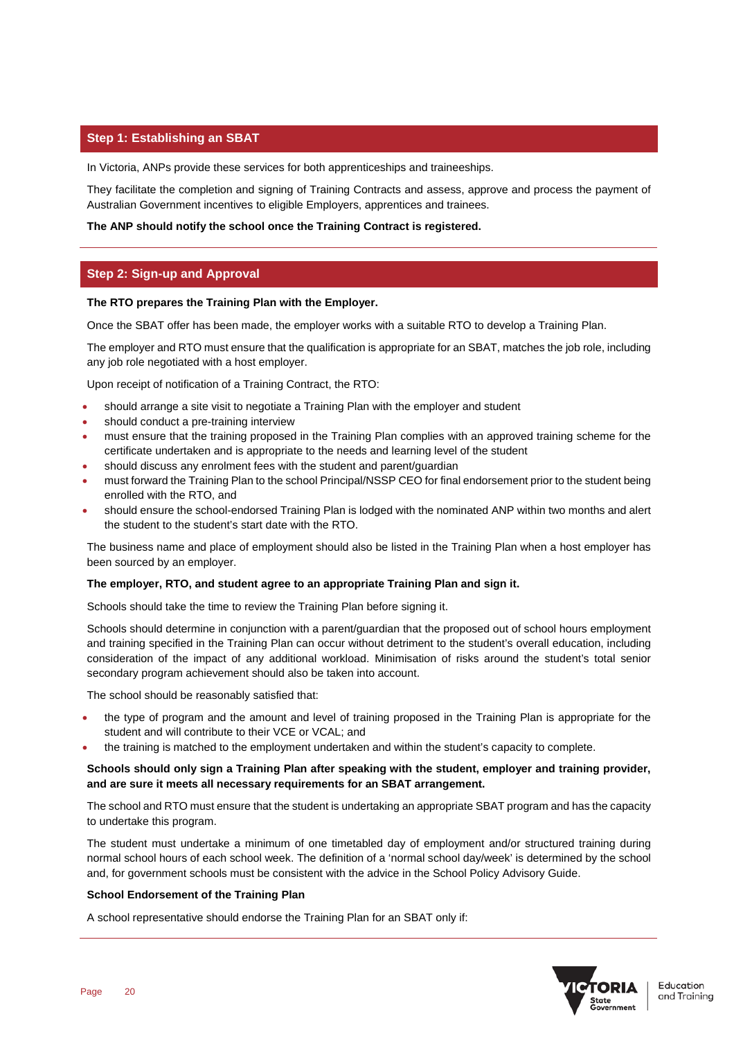## Step 1: Establishing an SBAT

In Victoria, ANPs provide these services for both apprenticeships and traineeships.

They facilitate the completion and signing of Training Contracts and assess, approve and process the payment of Australian Government incentives to eligible Employers, apprentices and trainees.

**The ANP should notify the school once the Training Contract is registered.**

## Step 2: Sign-up and Approval

**The RTO prepares the Training Plan with the Employer.**

Once the SBAT offer has been made, the employer works with a suitable RTO to develop a Training Plan.

The employer and RTO must ensure that the qualification is appropriate for an SBAT, matches the job role, including any job role negotiated with a host employer.

Upon receipt of notification of a Training Contract, the RTO:

- should arrange a site visit to negotiate a Training Plan with the employer and student
- should conduct a pre-training interview
- must ensure that the training proposed in the Training Plan complies with an approved training scheme for the certificate undertaken and is appropriate to the needs and learning level of the student
- should discuss any enrolment fees with the student and parent/guardian
- must forward the Training Plan to the school Principal/NSSP CEO for final endorsement prior to the student being enrolled with the RTO, and
- should ensure the school-endorsed Training Plan is lodged with the nominated ANP within two months and alert the student to the student's start date with the RTO.

The business name and place of employment should also be listed in the Training Plan when a host employer has been sourced by an employer.

**The employer, RTO, and student agree to an appropriate Training Plan and sign it.**

Schools should take the time to review the Training Plan before signing it.

Schools should determine in conjunction with a parent/guardian that the proposed out of school hours employment and training specified in the Training Plan can occur without detriment to the student's overall education, including consideration of the impact of any additional workload. Minimisation of risks around the student's total senior secondary program achievement should also be taken into account.

The school should be reasonably satisfied that:

- the type of program and the amount and level of training proposed in the Training Plan is appropriate for the student and will contribute to their VCE or VCAL; and
- the training is matched to the employment undertaken and within the student's capacity to complete.

**Schools should only sign a Training Plan after speaking with the student, employer and training provider, and are sure it meets all necessary requirements for an SBAT arrangement.**

The school and RTO must ensure that the student is undertaking an appropriate SBAT program and has the capacity to undertake this program.

The student must undertake a minimum of one timetabled day of employment and/or structured training during normal school hours of each school week. The definition of a 'normal school day/week' is determined by the school and, for government schools must be consistent with the advice in the School Policy Advisory Guide.

**School Endorsement of the Training Plan**

A school representative should endorse the Training Plan for an SBAT only if: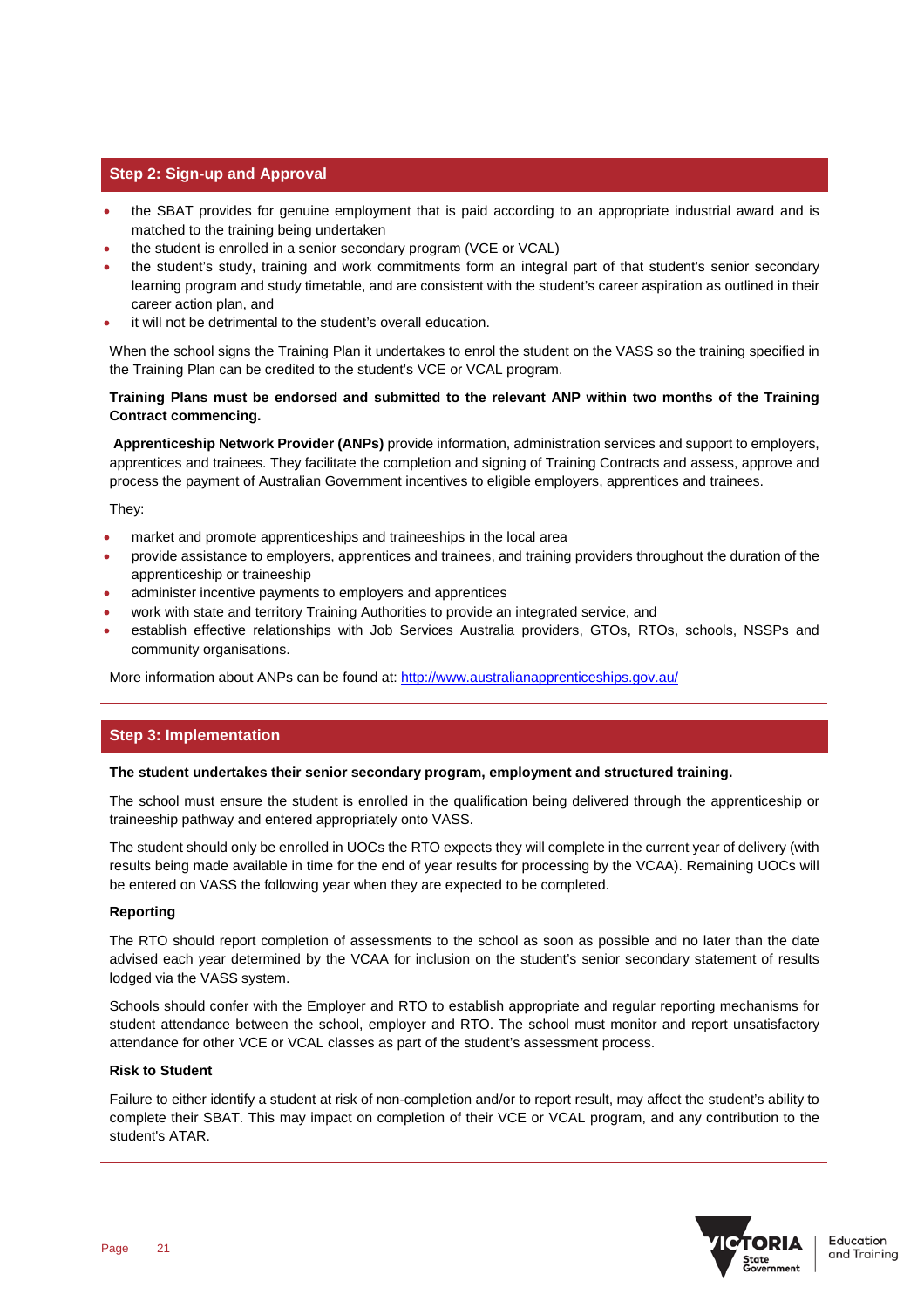## Step 2: Sign-up and Approval

- the SBAT provides for genuine employment that is paid according to an appropriate industrial award and is matched to the training being undertaken
- the student is enrolled in a senior secondary program (VCE or VCAL)
- the student's study, training and work commitments form an integral part of that student's senior secondary learning program and study timetable, and are consistent with the student's career aspiration as outlined in their career action plan, and
- it will not be detrimental to the student's overall education.

When the school signs the Training Plan it undertakes to enrol the student on the VASS so the training specified in the Training Plan can be credited to the student's VCE or VCAL program.

**Training Plans must be endorsed and submitted to the relevant ANP within two months of the Training Contract commencing.**

**Apprenticeship Network Provider (ANPs)** provide information, administration services and support to employers, apprentices and trainees. They facilitate the completion and signing of Training Contracts and assess, approve and process the payment of Australian Government incentives to eligible employers, apprentices and trainees.

They:

- market and promote apprenticeships and traineeships in the local area
- provide assistance to employers, apprentices and trainees, and training providers throughout the duration of the apprenticeship or traineeship
- administer incentive payments to employers and apprentices
- work with state and territory Training Authorities to provide an integrated service, and
- establish effective relationships with Job Services Australia providers, GTOs, RTOs, schools, NSSPs and community organisations.

More information about ANPs can be found at: http://www.australianapprenticeships.gov.au/

## Step 3: Implementation

**The student undertakes their senior secondary program, employment and structured training.**

The school must ensure the student is enrolled in the qualification being delivered through the apprenticeship or traineeship pathway and entered appropriately onto VASS.

The student should only be enrolled in UOCs the RTO expects they will complete in the current year of delivery (with results being made available in time for the end of year results for processing by the VCAA). Remaining UOCs will be entered on VASS the following year when they are expected to be completed.

**Reporting**

The RTO should report completion of assessments to the school as soon as possible and no later than the date advised each year determined by the VCAA for inclusion on the student's senior secondary statement of results lodged via the VASS system.

Schools should confer with the Employer and RTO to establish appropriate and regular reporting mechanisms for student attendance between the school, employer and RTO. The school must monitor and report unsatisfactory attendance for other VCE or VCAL classes as part of the student's assessment process.

**Risk to Student**

Failure to either identify a student at risk of non-completion and/or to report result, may affect the student's ability to complete their SBAT. This may impact on completion of their VCE or VCAL program, and any contribution to the student's ATAR.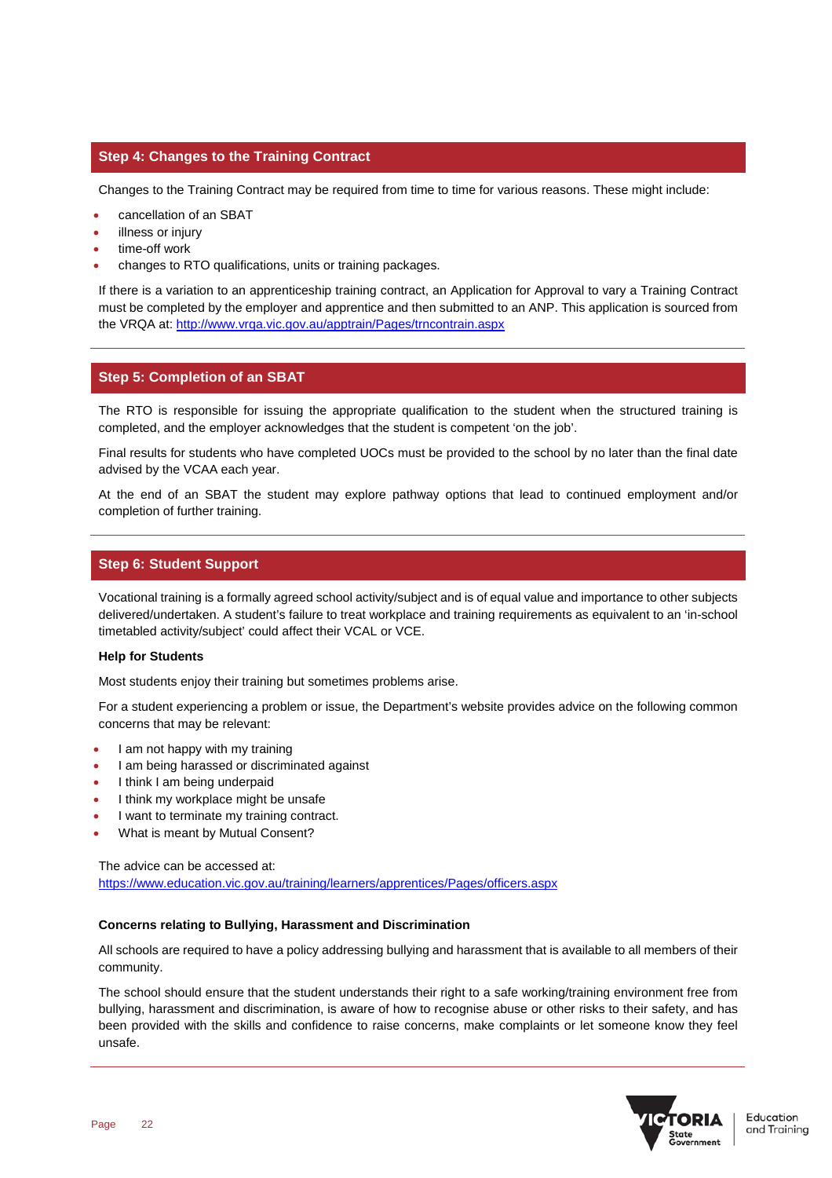## Step 4: Changes to the Training Contract

Changes to the Training Contract may be required from time to time for various reasons. These might include:

- cancellation of an SBAT
- illness or injury
- time-off work
- changes to RTO qualifications, units or training packages.

If there is a variation to an apprenticeship training contract, an Application for Approval to vary a Training Contract must be completed by the employer and apprentice and then submitted to an ANP. This application is sourced from the VRQA at: [http://www.vrqa.vic.gov.au/apptrain/Pages/trncontrain.aspx](http://www.vrqa.vic.gov.au/apptrain/Pages/trncontrain.aspx)

## Step 5: Completion of an SBAT

The RTO is responsible for issuing the appropriate qualification to the student when the structured training is completed, and the employer acknowledges that the student is competent 'on the job'.

Final results for students who have completed UOCs must be provided to the school by no later than the final date advised by the VCAA each year.

At the end of an SBAT the student may explore pathway options that lead to continued employment and/or completion of further training.

## Step 6: Student Support

Vocational training is a formally agreed school activity/subject and is of equal value and importance to other subjects delivered/undertaken. A student's failure to treat workplace and training requirements as equivalent to an 'in-school timetabled activity/subject' could affect their VCAL or VCE.

**Help for Students**

Most students enjoy their training but sometimes problems arise.

For a student experiencing a problem or issue, the Department's website provides advice on the following common concerns that may be relevant:

- I am not happy with my training
- I am being harassed or discriminated against
- I think I am being underpaid
- I think my workplace might be unsafe
- I want to terminate my training contract.
- What is meant by Mutual Consent?

The advice can be accessed at:
[https://www.education.vic.gov.au/training/learners/apprentices/Pages/officers.aspx](https://www.education.vic.gov.au/training/learners/apprentices/Pages/officers.aspx)

**Concerns relating to Bullying, Harassment and Discrimination**

All schools are required to have a policy addressing bullying and harassment that is available to all members of their community.

The school should ensure that the student understands their right to a safe working/training environment free from bullying, harassment and discrimination, is aware of how to recognise abuse or other risks to their safety, and has been provided with the skills and confidence to raise concerns, make complaints or let someone know they feel unsafe.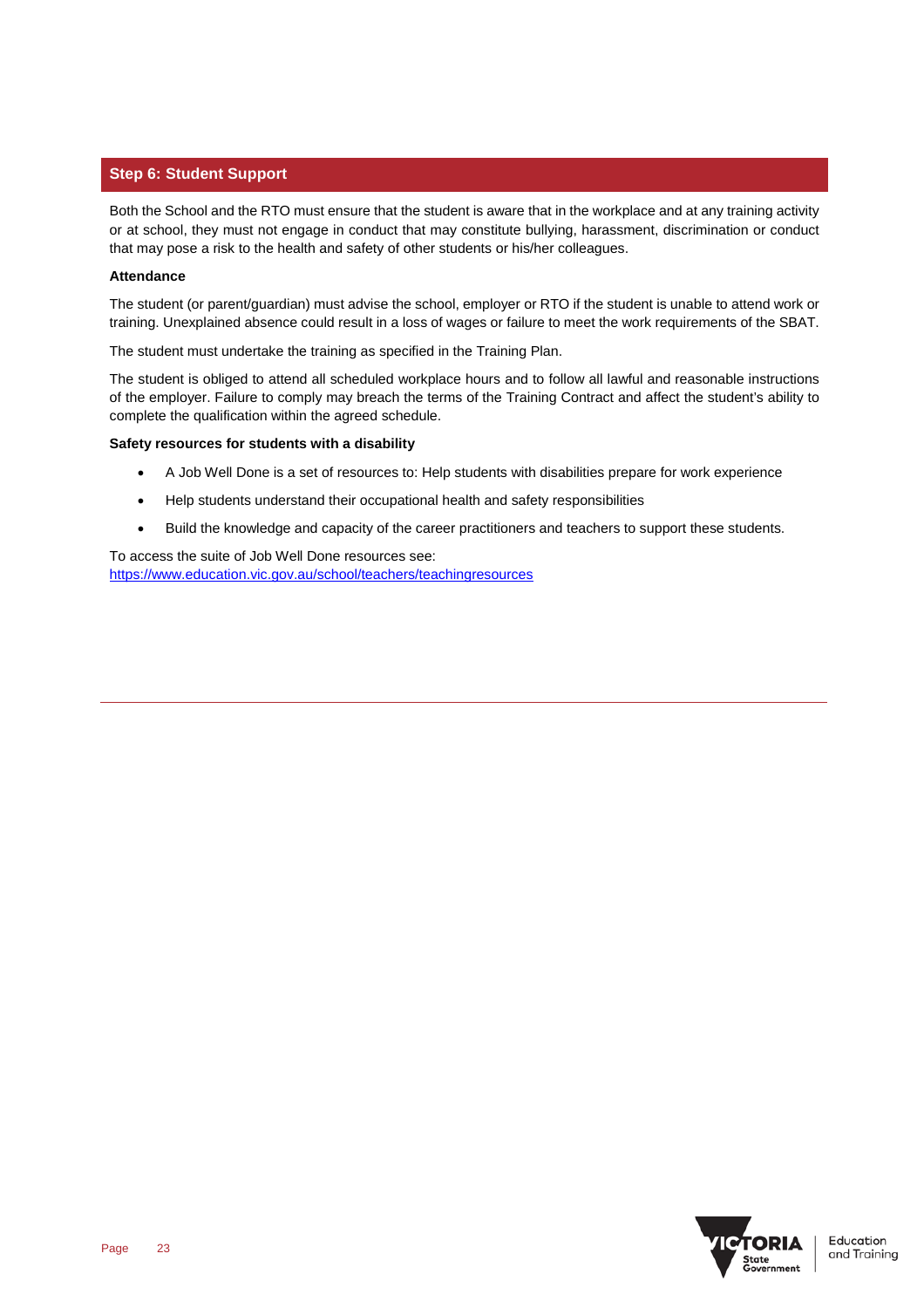## Step 6: Student Support

Both the School and the RTO must ensure that the student is aware that in the workplace and at any training activity or at school, they must not engage in conduct that may constitute bullying, harassment, discrimination or conduct that may pose a risk to the health and safety of other students or his/her colleagues.

**Attendance**

The student (or parent/guardian) must advise the school, employer or RTO if the student is unable to attend work or training. Unexplained absence could result in a loss of wages or failure to meet the work requirements of the SBAT.

The student must undertake the training as specified in the Training Plan.

The student is obliged to attend all scheduled workplace hours and to follow all lawful and reasonable instructions of the employer. Failure to comply may breach the terms of the Training Contract and affect the student's ability to complete the qualification within the agreed schedule.

**Safety resources for students with a disability**

- A Job Well Done is a set of resources to: Help students with disabilities prepare for work experience
- Help students understand their occupational health and safety responsibilities
- Build the knowledge and capacity of the career practitioners and teachers to support these students.

To access the suite of Job Well Done resources see:
https://www.education.vic.gov.au/school/teachers/teachingresources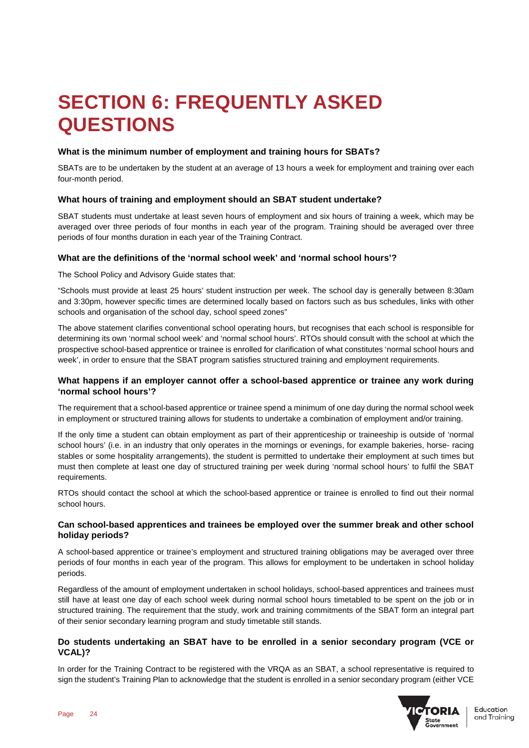# SECTION 6: FREQUENTLY ASKED QUESTIONS

### What is the minimum number of employment and training hours for SBATs?

SBATs are to be undertaken by the student at an average of 13 hours a week for employment and training over each four-month period.

### What hours of training and employment should an SBAT student undertake?

SBAT students must undertake at least seven hours of employment and six hours of training a week, which may be averaged over three periods of four months in each year of the program. Training should be averaged over three periods of four months duration in each year of the Training Contract.

### What are the definitions of the 'normal school week' and 'normal school hours'?

The School Policy and Advisory Guide states that:

"Schools must provide at least 25 hours' student instruction per week. The school day is generally between 8:30am and 3:30pm, however specific times are determined locally based on factors such as bus schedules, links with other schools and organisation of the school day, school speed zones"

The above statement clarifies conventional school operating hours, but recognises that each school is responsible for determining its own 'normal school week' and 'normal school hours'. RTOs should consult with the school at which the prospective school-based apprentice or trainee is enrolled for clarification of what constitutes 'normal school hours and week', in order to ensure that the SBAT program satisfies structured training and employment requirements.

### What happens if an employer cannot offer a school-based apprentice or trainee any work during 'normal school hours'?

The requirement that a school-based apprentice or trainee spend a minimum of one day during the normal school week in employment or structured training allows for students to undertake a combination of employment and/or training.

If the only time a student can obtain employment as part of their apprenticeship or traineeship is outside of 'normal school hours' (i.e. in an industry that only operates in the mornings or evenings, for example bakeries, horse- racing stables or some hospitality arrangements), the student is permitted to undertake their employment at such times but must then complete at least one day of structured training per week during 'normal school hours' to fulfil the SBAT requirements.

RTOs should contact the school at which the school-based apprentice or trainee is enrolled to find out their normal school hours.

### Can school-based apprentices and trainees be employed over the summer break and other school holiday periods?

A school-based apprentice or trainee's employment and structured training obligations may be averaged over three periods of four months in each year of the program. This allows for employment to be undertaken in school holiday periods.

Regardless of the amount of employment undertaken in school holidays, school-based apprentices and trainees must still have at least one day of each school week during normal school hours timetabled to be spent on the job or in structured training. The requirement that the study, work and training commitments of the SBAT form an integral part of their senior secondary learning program and study timetable still stands.

### Do students undertaking an SBAT have to be enrolled in a senior secondary program (VCE or VCAL)?

In order for the Training Contract to be registered with the VRQA as an SBAT, a school representative is required to sign the student's Training Plan to acknowledge that the student is enrolled in a senior secondary program (either VCE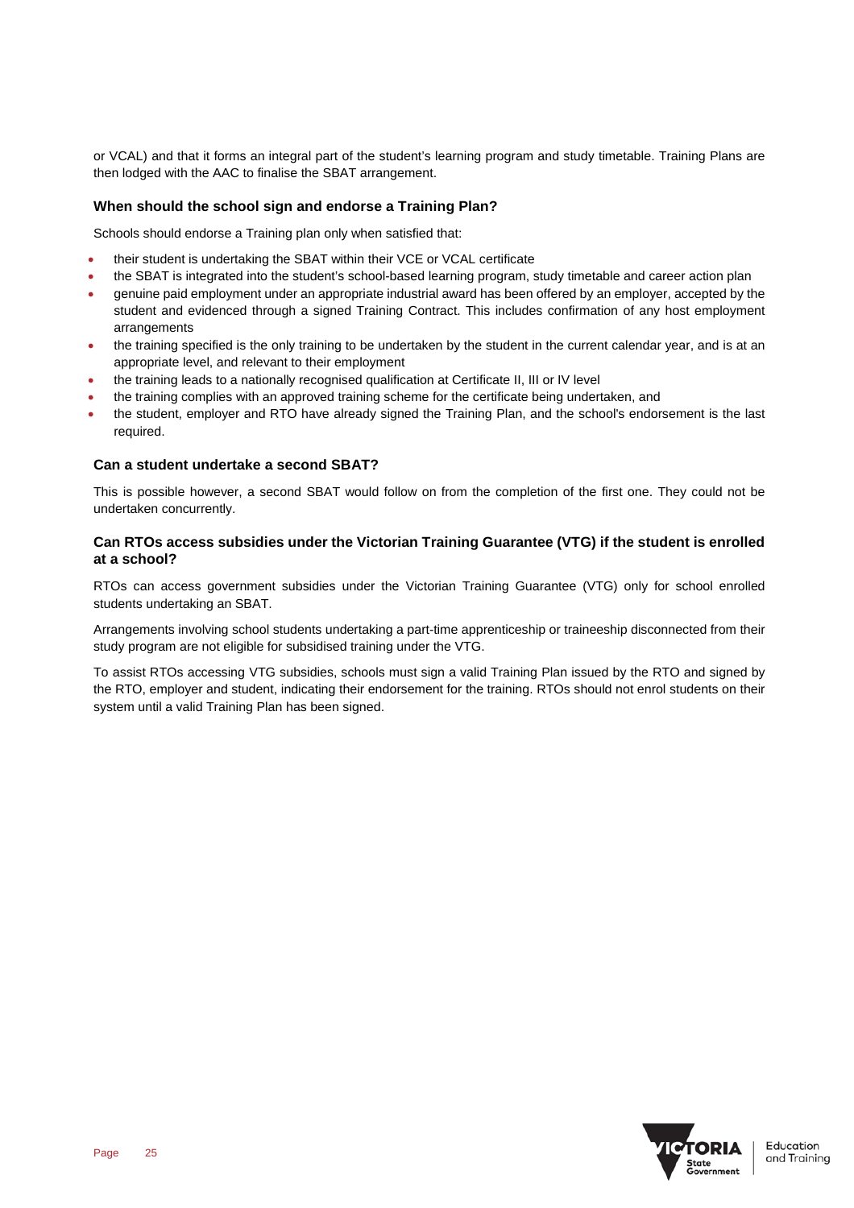or VCAL) and that it forms an integral part of the student's learning program and study timetable. Training Plans are then lodged with the AAC to finalise the SBAT arrangement.

### When should the school sign and endorse a Training Plan?

Schools should endorse a Training plan only when satisfied that:

- their student is undertaking the SBAT within their VCE or VCAL certificate
- the SBAT is integrated into the student's school-based learning program, study timetable and career action plan
- genuine paid employment under an appropriate industrial award has been offered by an employer, accepted by the student and evidenced through a signed Training Contract. This includes confirmation of any host employment arrangements
- the training specified is the only training to be undertaken by the student in the current calendar year, and is at an appropriate level, and relevant to their employment
- the training leads to a nationally recognised qualification at Certificate II, III or IV level
- the training complies with an approved training scheme for the certificate being undertaken, and
- the student, employer and RTO have already signed the Training Plan, and the school's endorsement is the last required.

### Can a student undertake a second SBAT?

This is possible however, a second SBAT would follow on from the completion of the first one. They could not be undertaken concurrently.

### Can RTOs access subsidies under the Victorian Training Guarantee (VTG) if the student is enrolled at a school?

RTOs can access government subsidies under the Victorian Training Guarantee (VTG) only for school enrolled students undertaking an SBAT.

Arrangements involving school students undertaking a part-time apprenticeship or traineeship disconnected from their study program are not eligible for subsidised training under the VTG.

To assist RTOs accessing VTG subsidies, schools must sign a valid Training Plan issued by the RTO and signed by the RTO, employer and student, indicating their endorsement for the training. RTOs should not enrol students on their system until a valid Training Plan has been signed.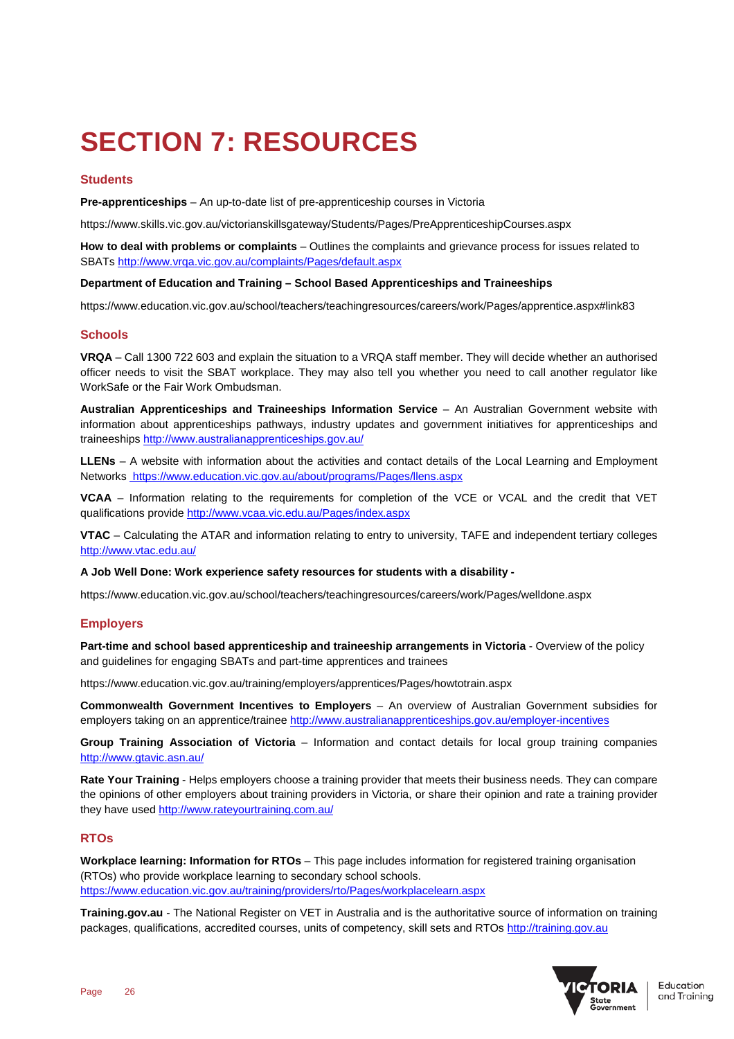# SECTION 7: RESOURCES

## Students

**Pre-apprenticeships** – An up-to-date list of pre-apprenticeship courses in Victoria

https://www.skills.vic.gov.au/victorianskillsgateway/Students/Pages/PreApprenticeshipCourses.aspx

**How to deal with problems or complaints** – Outlines the complaints and grievance process for issues related to SBATs http://www.vrqa.vic.gov.au/complaints/Pages/default.aspx

**Department of Education and Training – School Based Apprenticeships and Traineeships**

https://www.education.vic.gov.au/school/teachers/teachingresources/careers/work/Pages/apprentice.aspx#link83

## Schools

**VRQA** – Call 1300 722 603 and explain the situation to a VRQA staff member. They will decide whether an authorised officer needs to visit the SBAT workplace. They may also tell you whether you need to call another regulator like WorkSafe or the Fair Work Ombudsman.

**Australian Apprenticeships and Traineeships Information Service** – An Australian Government website with information about apprenticeships pathways, industry updates and government initiatives for apprenticeships and traineeships http://www.australianapprenticeships.gov.au/

**LLENs** – A website with information about the activities and contact details of the Local Learning and Employment Networks https://www.education.vic.gov.au/about/programs/Pages/llens.aspx

**VCAA** – Information relating to the requirements for completion of the VCE or VCAL and the credit that VET qualifications provide http://www.vcaa.vic.edu.au/Pages/index.aspx

**VTAC** – Calculating the ATAR and information relating to entry to university, TAFE and independent tertiary colleges http://www.vtac.edu.au/

**A Job Well Done: Work experience safety resources for students with a disability -**

https://www.education.vic.gov.au/school/teachers/teachingresources/careers/work/Pages/welldone.aspx

## Employers

**Part-time and school based apprenticeship and traineeship arrangements in Victoria** - Overview of the policy and guidelines for engaging SBATs and part-time apprentices and trainees

https://www.education.vic.gov.au/training/employers/apprentices/Pages/howtotrain.aspx

**Commonwealth Government Incentives to Employers** – An overview of Australian Government subsidies for employers taking on an apprentice/trainee http://www.australianapprenticeships.gov.au/employer-incentives

**Group Training Association of Victoria** – Information and contact details for local group training companies http://www.gtavic.asn.au/

**Rate Your Training** - Helps employers choose a training provider that meets their business needs. They can compare the opinions of other employers about training providers in Victoria, or share their opinion and rate a training provider they have used http://www.rateyourtraining.com.au/

## RTOs

**Workplace learning: Information for RTOs** – This page includes information for registered training organisation (RTOs) who provide workplace learning to secondary school schools.
https://www.education.vic.gov.au/training/providers/rto/Pages/workplacelearn.aspx

**Training.gov.au** - The National Register on VET in Australia and is the authoritative source of information on training packages, qualifications, accredited courses, units of competency, skill sets and RTOs http://training.gov.au